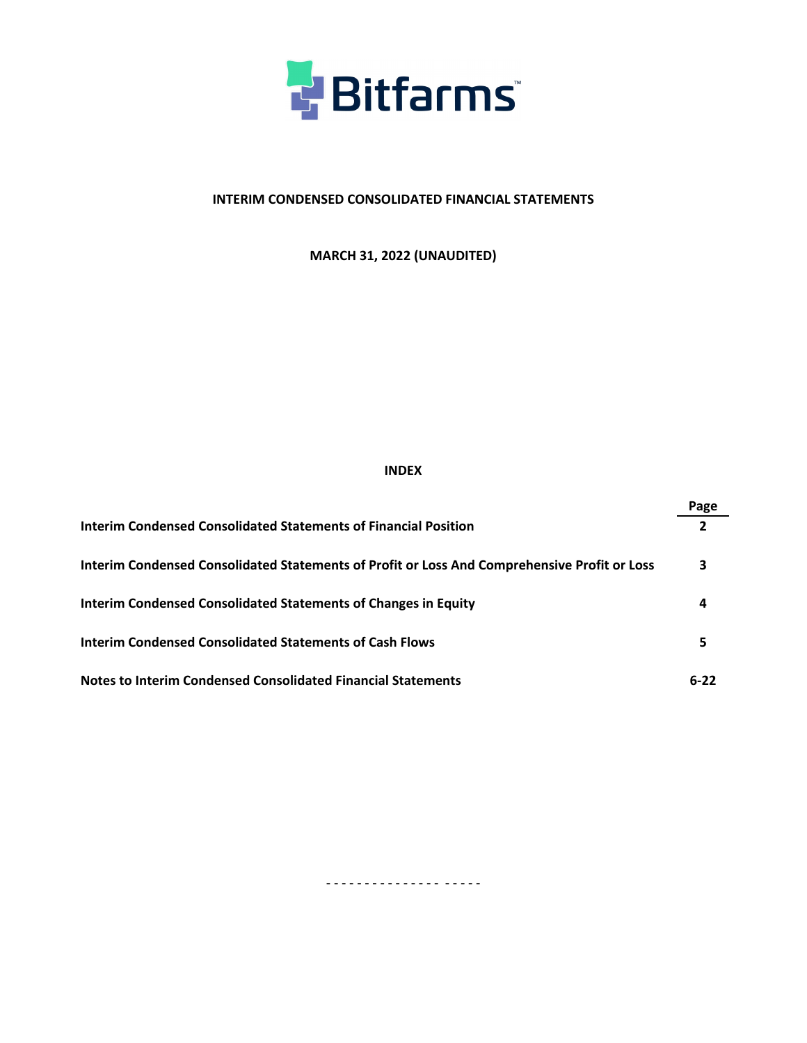Bitfarms™

# INTERIM CONDENSED CONSOLIDATED FINANCIAL STATEMENTS

## MARCH 31, 2022 (UNAUDITED)

### INDEX

| | Page |
|---|---|
| **Interim Condensed Consolidated Statements of Financial Position** | **2** |
| **Interim Condensed Consolidated Statements of Profit or Loss And Comprehensive Profit or Loss** | **3** |
| **Interim Condensed Consolidated Statements of Changes in Equity** | **4** |
| **Interim Condensed Consolidated Statements of Cash Flows** | **5** |
| **Notes to Interim Condensed Consolidated Financial Statements** | **6-22** |

- - - - - - - - - - - - - - - - - - - -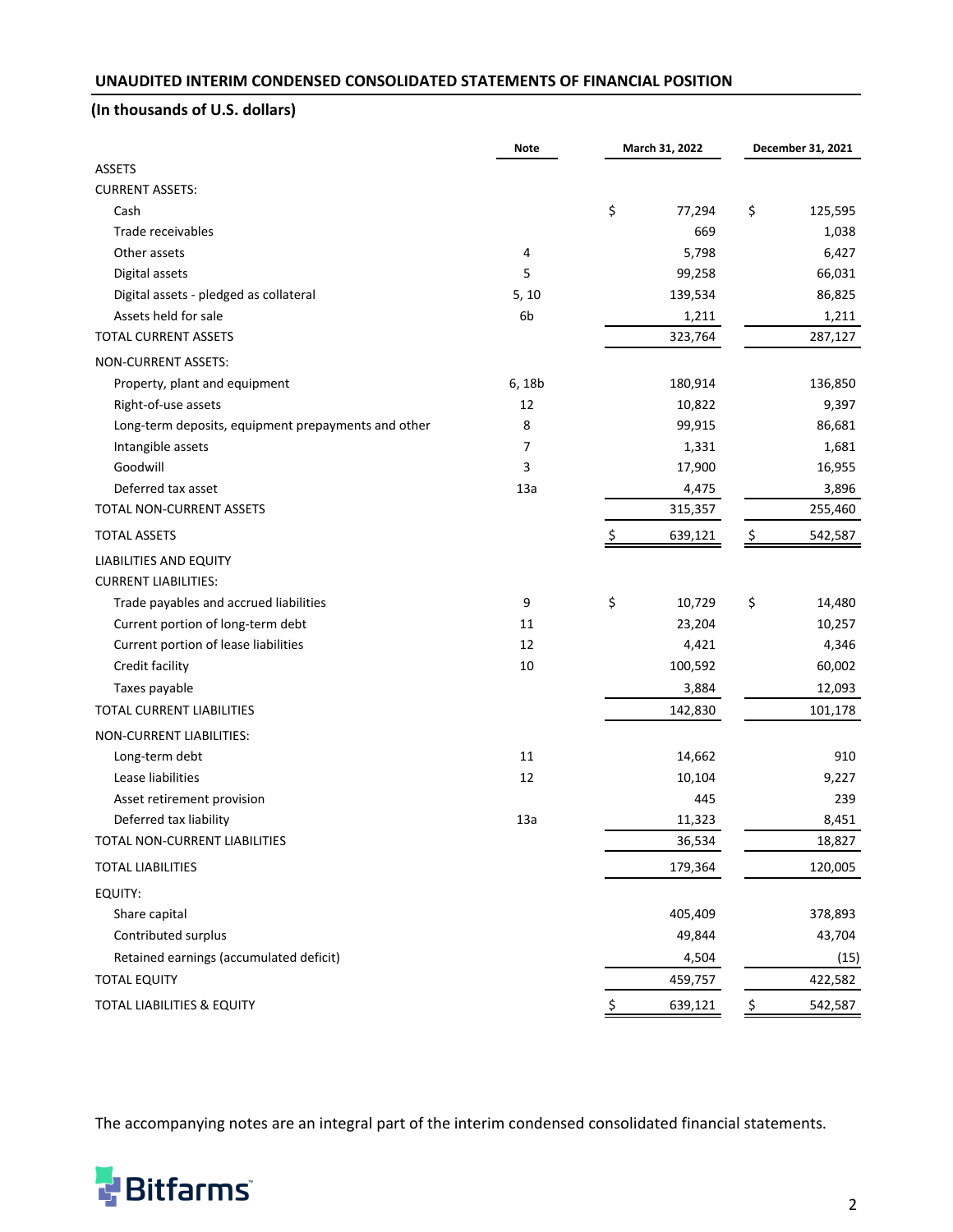## UNAUDITED INTERIM CONDENSED CONSOLIDATED STATEMENTS OF FINANCIAL POSITION

**(In thousands of U.S. dollars)**

| | Note | March 31, 2022 | December 31, 2021 |
|---|---|---|---|
| ASSETS | | | |
| CURRENT ASSETS: | | | |
| Cash | | $ 77,294 | $ 125,595 |
| Trade receivables | | 669 | 1,038 |
| Other assets | 4 | 5,798 | 6,427 |
| Digital assets | 5 | 99,258 | 66,031 |
| Digital assets - pledged as collateral | 5, 10 | 139,534 | 86,825 |
| Assets held for sale | 6b | 1,211 | 1,211 |
| TOTAL CURRENT ASSETS | | 323,764 | 287,127 |
| NON-CURRENT ASSETS: | | | |
| Property, plant and equipment | 6, 18b | 180,914 | 136,850 |
| Right-of-use assets | 12 | 10,822 | 9,397 |
| Long-term deposits, equipment prepayments and other | 8 | 99,915 | 86,681 |
| Intangible assets | 7 | 1,331 | 1,681 |
| Goodwill | 3 | 17,900 | 16,955 |
| Deferred tax asset | 13a | 4,475 | 3,896 |
| TOTAL NON-CURRENT ASSETS | | 315,357 | 255,460 |
| TOTAL ASSETS | | $ 639,121 | $ 542,587 |
| LIABILITIES AND EQUITY | | | |
| CURRENT LIABILITIES: | | | |
| Trade payables and accrued liabilities | 9 | $ 10,729 | $ 14,480 |
| Current portion of long-term debt | 11 | 23,204 | 10,257 |
| Current portion of lease liabilities | 12 | 4,421 | 4,346 |
| Credit facility | 10 | 100,592 | 60,002 |
| Taxes payable | | 3,884 | 12,093 |
| TOTAL CURRENT LIABILITIES | | 142,830 | 101,178 |
| NON-CURRENT LIABILITIES: | | | |
| Long-term debt | 11 | 14,662 | 910 |
| Lease liabilities | 12 | 10,104 | 9,227 |
| Asset retirement provision | | 445 | 239 |
| Deferred tax liability | 13a | 11,323 | 8,451 |
| TOTAL NON-CURRENT LIABILITIES | | 36,534 | 18,827 |
| TOTAL LIABILITIES | | 179,364 | 120,005 |
| EQUITY: | | | |
| Share capital | | 405,409 | 378,893 |
| Contributed surplus | | 49,844 | 43,704 |
| Retained earnings (accumulated deficit) | | 4,504 | (15) |
| TOTAL EQUITY | | 459,757 | 422,582 |
| TOTAL LIABILITIES & EQUITY | | $ 639,121 | $ 542,587 |

The accompanying notes are an integral part of the interim condensed consolidated financial statements.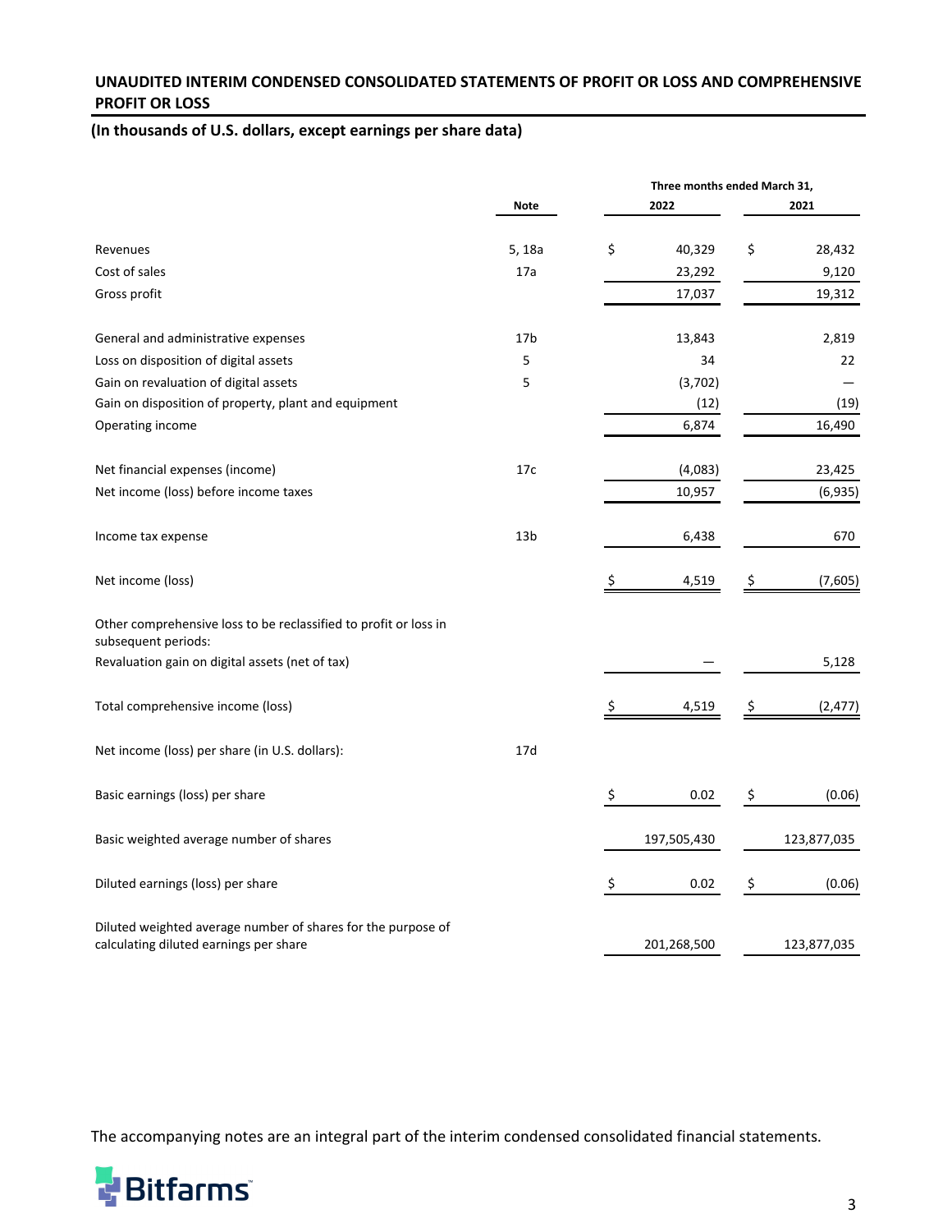## UNAUDITED INTERIM CONDENSED CONSOLIDATED STATEMENTS OF PROFIT OR LOSS AND COMPREHENSIVE PROFIT OR LOSS

**(In thousands of U.S. dollars, except earnings per share data)**

| | Note | Three months ended March 31, 2022 | Three months ended March 31, 2021 |
|---|---|---|---|
| Revenues | 5, 18a | $ 40,329 | $ 28,432 |
| Cost of sales | 17a | 23,292 | 9,120 |
| Gross profit | | 17,037 | 19,312 |
| | | | |
| General and administrative expenses | 17b | 13,843 | 2,819 |
| Loss on disposition of digital assets | 5 | 34 | 22 |
| Gain on revaluation of digital assets | 5 | (3,702) | — |
| Gain on disposition of property, plant and equipment | | (12) | (19) |
| Operating income | | 6,874 | 16,490 |
| | | | |
| Net financial expenses (income) | 17c | (4,083) | 23,425 |
| Net income (loss) before income taxes | | 10,957 | (6,935) |
| | | | |
| Income tax expense | 13b | 6,438 | 670 |
| | | | |
| Net income (loss) | | $ 4,519 | $ (7,605) |
| | | | |
| Other comprehensive loss to be reclassified to profit or loss in subsequent periods: | | | |
| Revaluation gain on digital assets (net of tax) | | — | 5,128 |
| | | | |
| Total comprehensive income (loss) | | $ 4,519 | $ (2,477) |
| | | | |
| Net income (loss) per share (in U.S. dollars): | 17d | | |
| | | | |
| Basic earnings (loss) per share | | $ 0.02 | $ (0.06) |
| | | | |
| Basic weighted average number of shares | | 197,505,430 | 123,877,035 |
| | | | |
| Diluted earnings (loss) per share | | $ 0.02 | $ (0.06) |
| | | | |
| Diluted weighted average number of shares for the purpose of calculating diluted earnings per share | | 201,268,500 | 123,877,035 |

The accompanying notes are an integral part of the interim condensed consolidated financial statements.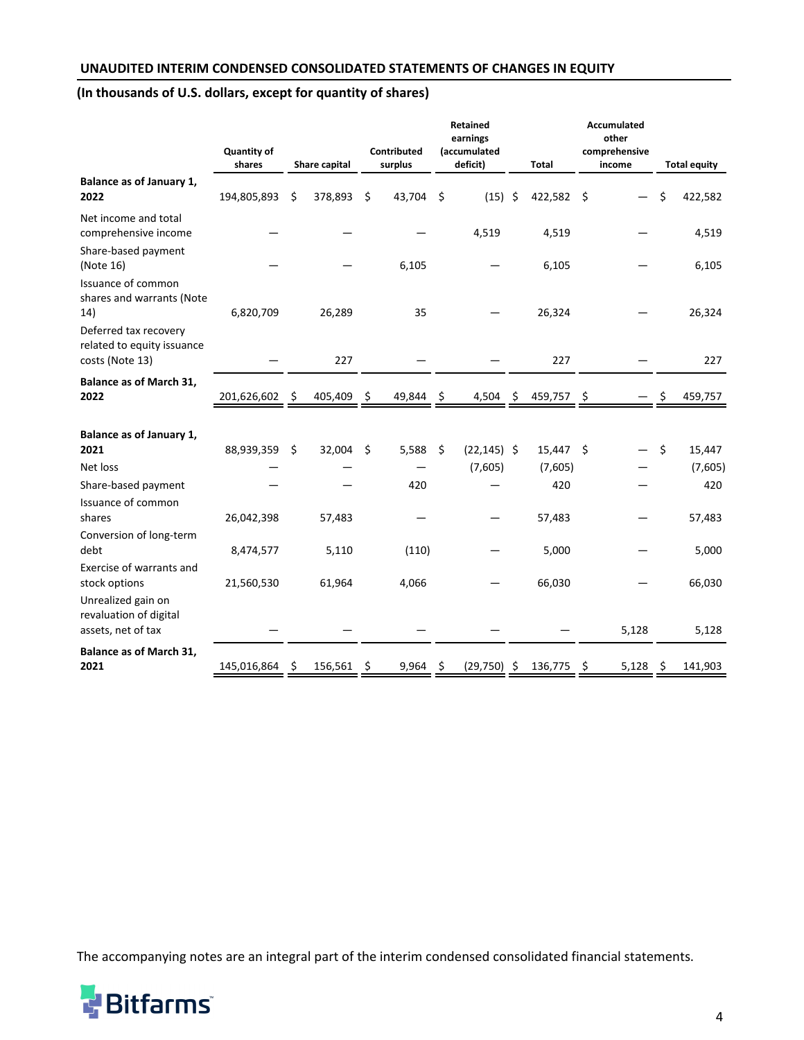## UNAUDITED INTERIM CONDENSED CONSOLIDATED STATEMENTS OF CHANGES IN EQUITY

**(In thousands of U.S. dollars, except for quantity of shares)**

| | Quantity of shares | Share capital | Contributed surplus | Retained earnings (accumulated deficit) | Total | Accumulated other comprehensive income | Total equity |
|---|---|---|---|---|---|---|---|
| **Balance as of January 1, 2022** | 194,805,893 | $ 378,893 | $ 43,704 | $ (15) | $ 422,582 | $ — | $ 422,582 |
| Net income and total comprehensive income | — | — | — | 4,519 | 4,519 | — | 4,519 |
| Share-based payment (Note 16) | — | — | 6,105 | — | 6,105 | — | 6,105 |
| Issuance of common shares and warrants (Note 14) | 6,820,709 | 26,289 | 35 | — | 26,324 | — | 26,324 |
| Deferred tax recovery related to equity issuance costs (Note 13) | — | 227 | — | — | 227 | — | 227 |
| **Balance as of March 31, 2022** | 201,626,602 | $ 405,409 | $ 49,844 | $ 4,504 | $ 459,757 | $ — | $ 459,757 |
| | | | | | | | |
| **Balance as of January 1, 2021** | 88,939,359 | $ 32,004 | $ 5,588 | $ (22,145) | $ 15,447 | $ — | $ 15,447 |
| Net loss | — | — | — | (7,605) | (7,605) | — | (7,605) |
| Share-based payment | — | — | 420 | — | 420 | — | 420 |
| Issuance of common shares | 26,042,398 | 57,483 | — | — | 57,483 | — | 57,483 |
| Conversion of long-term debt | 8,474,577 | 5,110 | (110) | — | 5,000 | — | 5,000 |
| Exercise of warrants and stock options | 21,560,530 | 61,964 | 4,066 | — | 66,030 | — | 66,030 |
| Unrealized gain on revaluation of digital assets, net of tax | — | — | — | — | — | 5,128 | 5,128 |
| **Balance as of March 31, 2021** | 145,016,864 | $ 156,561 | $ 9,964 | $ (29,750) | $ 136,775 | $ 5,128 | $ 141,903 |

The accompanying notes are an integral part of the interim condensed consolidated financial statements.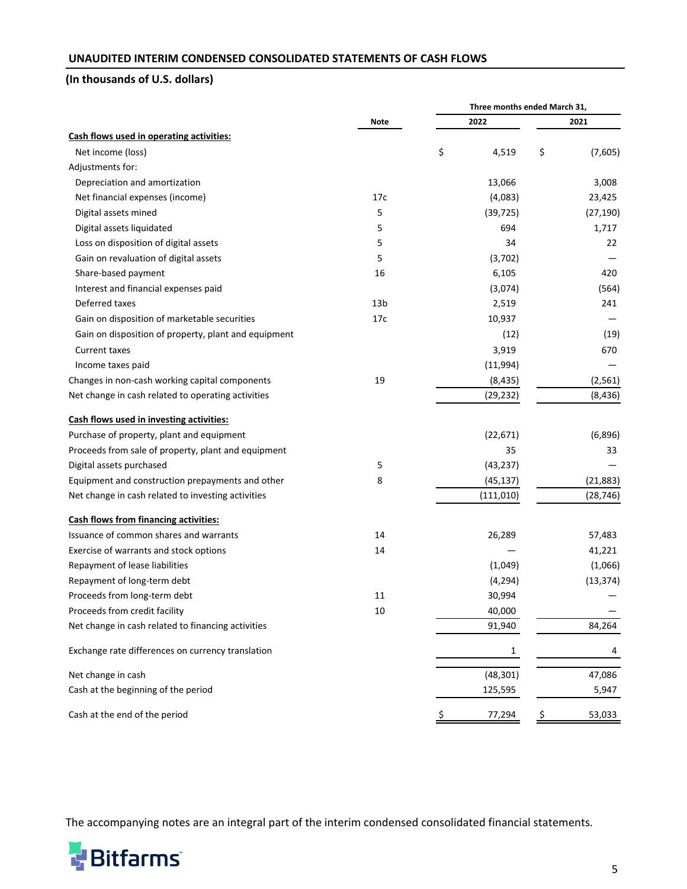## UNAUDITED INTERIM CONDENSED CONSOLIDATED STATEMENTS OF CASH FLOWS

**(In thousands of U.S. dollars)**

| | Note | Three months ended March 31, 2022 | 2021 |
|---|---|---|---|
| **Cash flows used in operating activities:** | | | |
| Net income (loss) | | $ 4,519 | $ (7,605) |
| Adjustments for: | | | |
| Depreciation and amortization | | 13,066 | 3,008 |
| Net financial expenses (income) | 17c | (4,083) | 23,425 |
| Digital assets mined | 5 | (39,725) | (27,190) |
| Digital assets liquidated | 5 | 694 | 1,717 |
| Loss on disposition of digital assets | 5 | 34 | 22 |
| Gain on revaluation of digital assets | 5 | (3,702) | — |
| Share-based payment | 16 | 6,105 | 420 |
| Interest and financial expenses paid | | (3,074) | (564) |
| Deferred taxes | 13b | 2,519 | 241 |
| Gain on disposition of marketable securities | 17c | 10,937 | — |
| Gain on disposition of property, plant and equipment | | (12) | (19) |
| Current taxes | | 3,919 | 670 |
| Income taxes paid | | (11,994) | — |
| Changes in non-cash working capital components | 19 | (8,435) | (2,561) |
| Net change in cash related to operating activities | | (29,232) | (8,436) |
| **Cash flows used in investing activities:** | | | |
| Purchase of property, plant and equipment | | (22,671) | (6,896) |
| Proceeds from sale of property, plant and equipment | | 35 | 33 |
| Digital assets purchased | 5 | (43,237) | — |
| Equipment and construction prepayments and other | 8 | (45,137) | (21,883) |
| Net change in cash related to investing activities | | (111,010) | (28,746) |
| **Cash flows from financing activities:** | | | |
| Issuance of common shares and warrants | 14 | 26,289 | 57,483 |
| Exercise of warrants and stock options | 14 | — | 41,221 |
| Repayment of lease liabilities | | (1,049) | (1,066) |
| Repayment of long-term debt | | (4,294) | (13,374) |
| Proceeds from long-term debt | 11 | 30,994 | — |
| Proceeds from credit facility | 10 | 40,000 | — |
| Net change in cash related to financing activities | | 91,940 | 84,264 |
| Exchange rate differences on currency translation | | 1 | 4 |
| Net change in cash | | (48,301) | 47,086 |
| Cash at the beginning of the period | | 125,595 | 5,947 |
| Cash at the end of the period | | $ 77,294 | $ 53,033 |

The accompanying notes are an integral part of the interim condensed consolidated financial statements.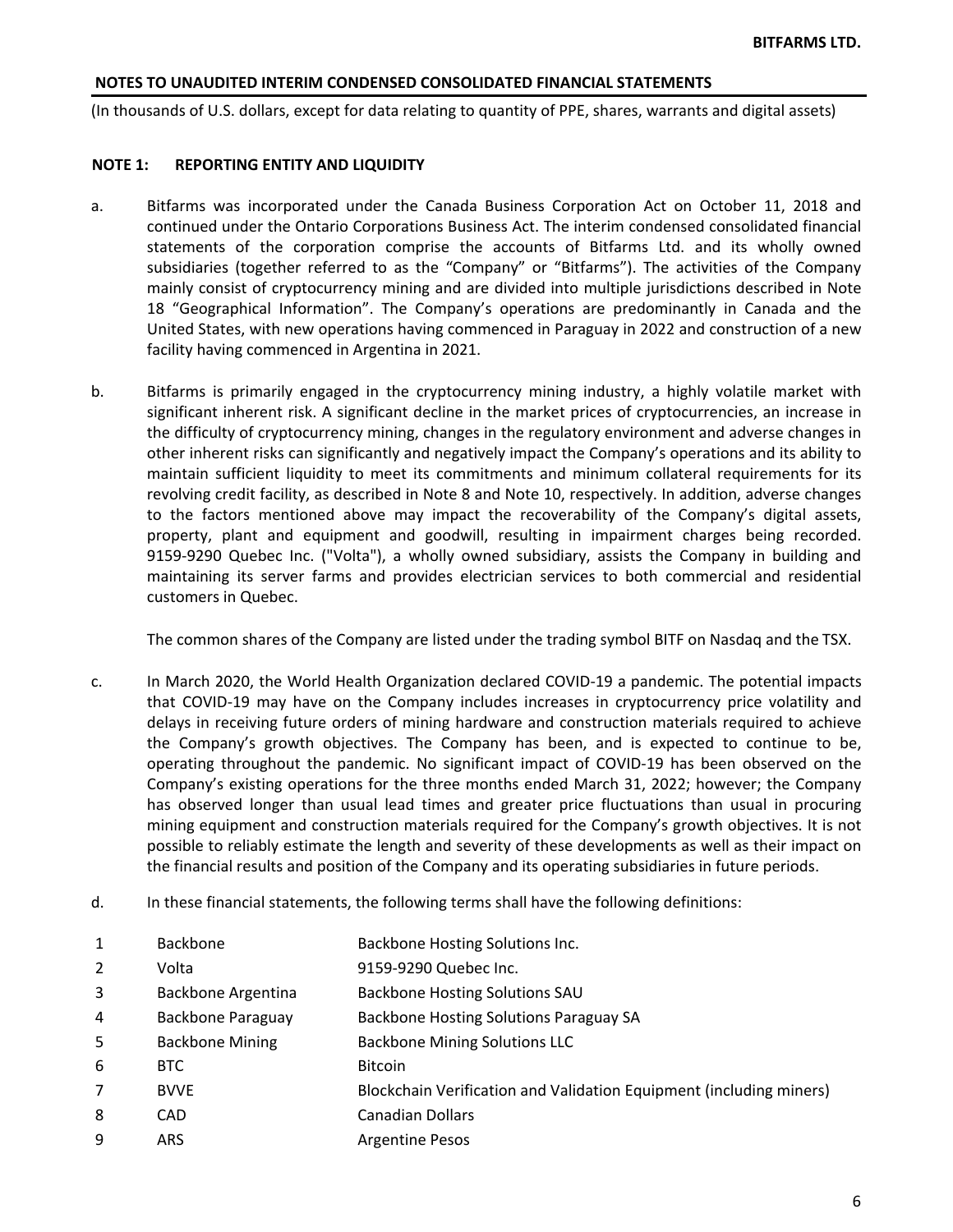## NOTES TO UNAUDITED INTERIM CONDENSED CONSOLIDATED FINANCIAL STATEMENTS

(In thousands of U.S. dollars, except for data relating to quantity of PPE, shares, warrants and digital assets)

### NOTE 1: REPORTING ENTITY AND LIQUIDITY

a. Bitfarms was incorporated under the Canada Business Corporation Act on October 11, 2018 and continued under the Ontario Corporations Business Act. The interim condensed consolidated financial statements of the corporation comprise the accounts of Bitfarms Ltd. and its wholly owned subsidiaries (together referred to as the "Company" or "Bitfarms"). The activities of the Company mainly consist of cryptocurrency mining and are divided into multiple jurisdictions described in Note 18 "Geographical Information". The Company's operations are predominantly in Canada and the United States, with new operations having commenced in Paraguay in 2022 and construction of a new facility having commenced in Argentina in 2021.

b. Bitfarms is primarily engaged in the cryptocurrency mining industry, a highly volatile market with significant inherent risk. A significant decline in the market prices of cryptocurrencies, an increase in the difficulty of cryptocurrency mining, changes in the regulatory environment and adverse changes in other inherent risks can significantly and negatively impact the Company's operations and its ability to maintain sufficient liquidity to meet its commitments and minimum collateral requirements for its revolving credit facility, as described in Note 8 and Note 10, respectively. In addition, adverse changes to the factors mentioned above may impact the recoverability of the Company's digital assets, property, plant and equipment and goodwill, resulting in impairment charges being recorded. 9159-9290 Quebec Inc. ("Volta"), a wholly owned subsidiary, assists the Company in building and maintaining its server farms and provides electrician services to both commercial and residential customers in Quebec.

   The common shares of the Company are listed under the trading symbol BITF on Nasdaq and the TSX.

c. In March 2020, the World Health Organization declared COVID-19 a pandemic. The potential impacts that COVID-19 may have on the Company includes increases in cryptocurrency price volatility and delays in receiving future orders of mining hardware and construction materials required to achieve the Company's growth objectives. The Company has been, and is expected to continue to be, operating throughout the pandemic. No significant impact of COVID-19 has been observed on the Company's existing operations for the three months ended March 31, 2022; however; the Company has observed longer than usual lead times and greater price fluctuations than usual in procuring mining equipment and construction materials required for the Company's growth objectives. It is not possible to reliably estimate the length and severity of these developments as well as their impact on the financial results and position of the Company and its operating subsidiaries in future periods.

d. In these financial statements, the following terms shall have the following definitions:

| | | |
|---|---|---|
| 1 | Backbone | Backbone Hosting Solutions Inc. |
| 2 | Volta | 9159-9290 Quebec Inc. |
| 3 | Backbone Argentina | Backbone Hosting Solutions SAU |
| 4 | Backbone Paraguay | Backbone Hosting Solutions Paraguay SA |
| 5 | Backbone Mining | Backbone Mining Solutions LLC |
| 6 | BTC | Bitcoin |
| 7 | BVVE | Blockchain Verification and Validation Equipment (including miners) |
| 8 | CAD | Canadian Dollars |
| 9 | ARS | Argentine Pesos |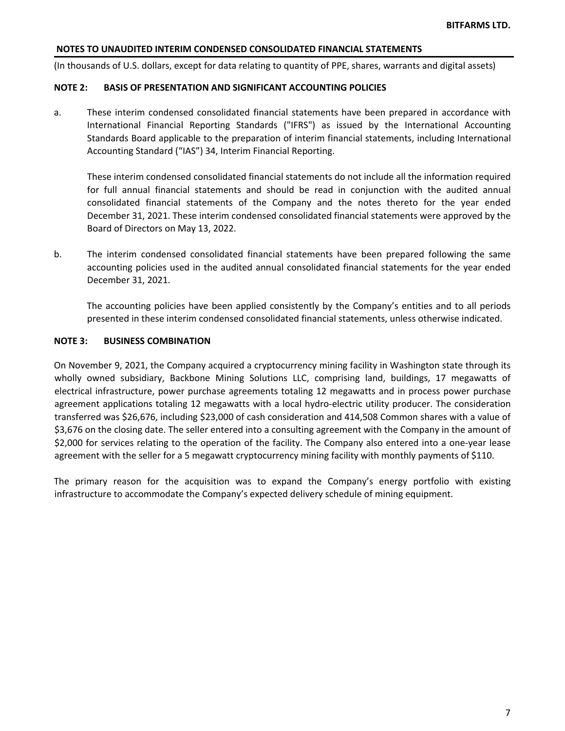**NOTES TO UNAUDITED INTERIM CONDENSED CONSOLIDATED FINANCIAL STATEMENTS**

(In thousands of U.S. dollars, except for data relating to quantity of PPE, shares, warrants and digital assets)

## NOTE 2: BASIS OF PRESENTATION AND SIGNIFICANT ACCOUNTING POLICIES

a. These interim condensed consolidated financial statements have been prepared in accordance with International Financial Reporting Standards ("IFRS") as issued by the International Accounting Standards Board applicable to the preparation of interim financial statements, including International Accounting Standard ("IAS") 34, Interim Financial Reporting.

   These interim condensed consolidated financial statements do not include all the information required for full annual financial statements and should be read in conjunction with the audited annual consolidated financial statements of the Company and the notes thereto for the year ended December 31, 2021. These interim condensed consolidated financial statements were approved by the Board of Directors on May 13, 2022.

b. The interim condensed consolidated financial statements have been prepared following the same accounting policies used in the audited annual consolidated financial statements for the year ended December 31, 2021.

   The accounting policies have been applied consistently by the Company's entities and to all periods presented in these interim condensed consolidated financial statements, unless otherwise indicated.

## NOTE 3: BUSINESS COMBINATION

On November 9, 2021, the Company acquired a cryptocurrency mining facility in Washington state through its wholly owned subsidiary, Backbone Mining Solutions LLC, comprising land, buildings, 17 megawatts of electrical infrastructure, power purchase agreements totaling 12 megawatts and in process power purchase agreement applications totaling 12 megawatts with a local hydro-electric utility producer. The consideration transferred was $26,676, including $23,000 of cash consideration and 414,508 Common shares with a value of $3,676 on the closing date. The seller entered into a consulting agreement with the Company in the amount of $2,000 for services relating to the operation of the facility. The Company also entered into a one-year lease agreement with the seller for a 5 megawatt cryptocurrency mining facility with monthly payments of $110.

The primary reason for the acquisition was to expand the Company's energy portfolio with existing infrastructure to accommodate the Company's expected delivery schedule of mining equipment.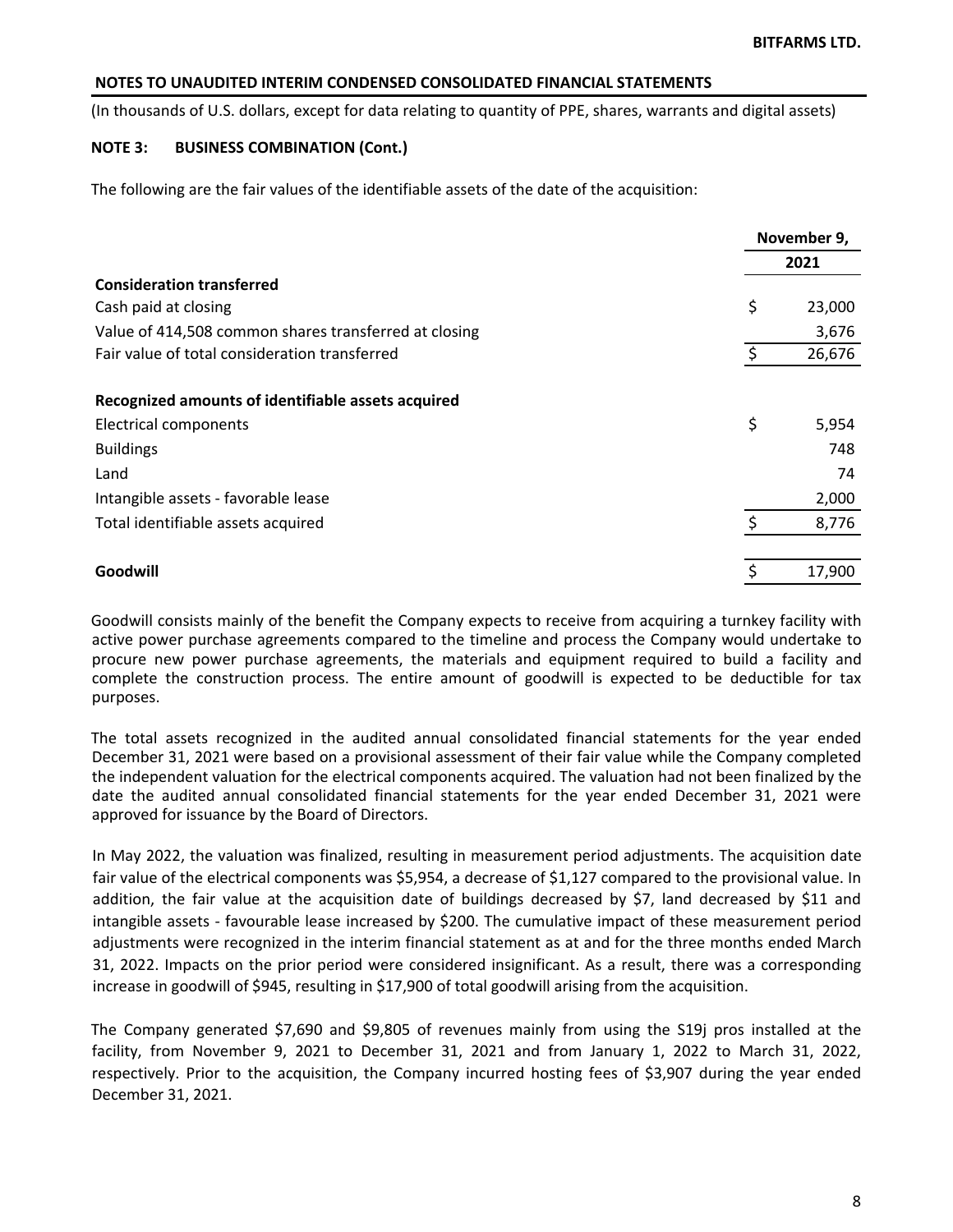**NOTES TO UNAUDITED INTERIM CONDENSED CONSOLIDATED FINANCIAL STATEMENTS**

(In thousands of U.S. dollars, except for data relating to quantity of PPE, shares, warrants and digital assets)

**NOTE 3: BUSINESS COMBINATION (Cont.)**

The following are the fair values of the identifiable assets of the date of the acquisition:

| | November 9, 2021 |
|---|---|
| **Consideration transferred** | |
| Cash paid at closing | $ 23,000 |
| Value of 414,508 common shares transferred at closing | 3,676 |
| Fair value of total consideration transferred | $ 26,676 |
| | |
| **Recognized amounts of identifiable assets acquired** | |
| Electrical components | $ 5,954 |
| Buildings | 748 |
| Land | 74 |
| Intangible assets - favorable lease | 2,000 |
| Total identifiable assets acquired | $ 8,776 |
| | |
| **Goodwill** | $ 17,900 |

Goodwill consists mainly of the benefit the Company expects to receive from acquiring a turnkey facility with active power purchase agreements compared to the timeline and process the Company would undertake to procure new power purchase agreements, the materials and equipment required to build a facility and complete the construction process. The entire amount of goodwill is expected to be deductible for tax purposes.

The total assets recognized in the audited annual consolidated financial statements for the year ended December 31, 2021 were based on a provisional assessment of their fair value while the Company completed the independent valuation for the electrical components acquired. The valuation had not been finalized by the date the audited annual consolidated financial statements for the year ended December 31, 2021 were approved for issuance by the Board of Directors.

In May 2022, the valuation was finalized, resulting in measurement period adjustments. The acquisition date fair value of the electrical components was $5,954, a decrease of $1,127 compared to the provisional value. In addition, the fair value at the acquisition date of buildings decreased by $7, land decreased by $11 and intangible assets - favourable lease increased by $200. The cumulative impact of these measurement period adjustments were recognized in the interim financial statement as at and for the three months ended March 31, 2022. Impacts on the prior period were considered insignificant. As a result, there was a corresponding increase in goodwill of $945, resulting in $17,900 of total goodwill arising from the acquisition.

The Company generated $7,690 and $9,805 of revenues mainly from using the S19j pros installed at the facility, from November 9, 2021 to December 31, 2021 and from January 1, 2022 to March 31, 2022, respectively. Prior to the acquisition, the Company incurred hosting fees of $3,907 during the year ended December 31, 2021.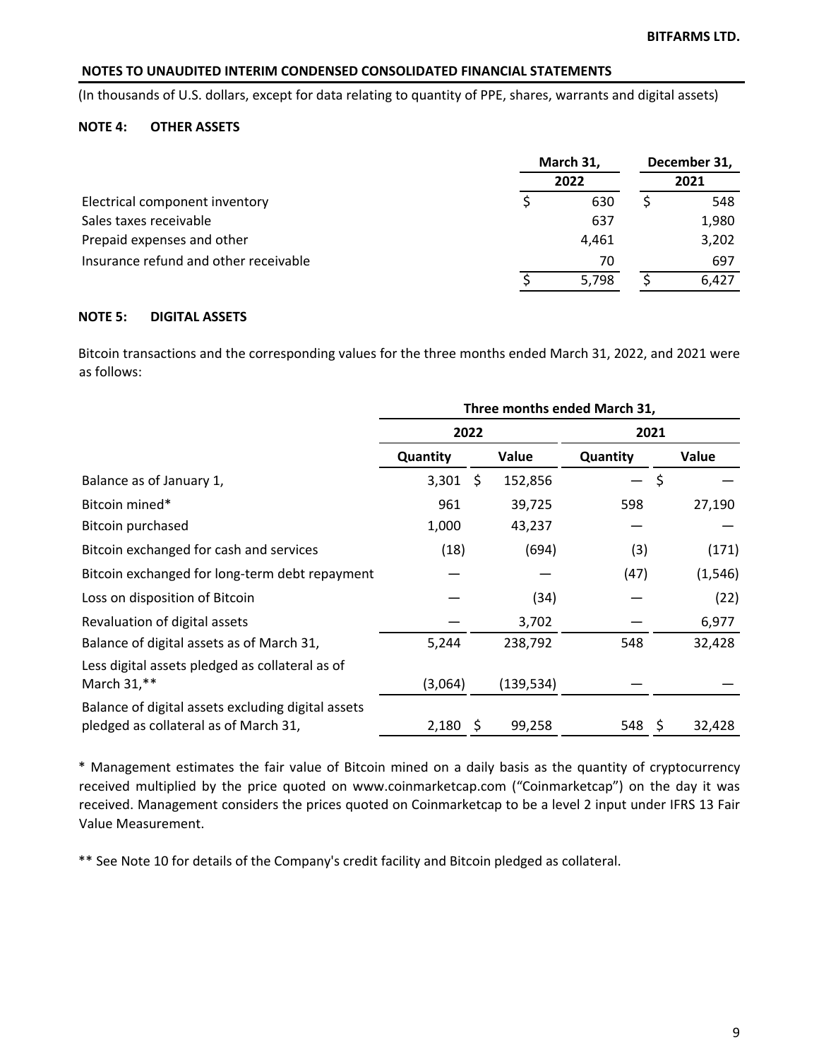**NOTES TO UNAUDITED INTERIM CONDENSED CONSOLIDATED FINANCIAL STATEMENTS**

(In thousands of U.S. dollars, except for data relating to quantity of PPE, shares, warrants and digital assets)

## NOTE 4: OTHER ASSETS

| | March 31, 2022 | December 31, 2021 |
|---|---|---|
| Electrical component inventory | $ 630 | $ 548 |
| Sales taxes receivable | 637 | 1,980 |
| Prepaid expenses and other | 4,461 | 3,202 |
| Insurance refund and other receivable | 70 | 697 |
| | $ 5,798 | $ 6,427 |

## NOTE 5: DIGITAL ASSETS

Bitcoin transactions and the corresponding values for the three months ended March 31, 2022, and 2021 were as follows:

| | Three months ended March 31, | | | |
|---|---|---|---|---|
| | 2022 | | 2021 | |
| | Quantity | Value | Quantity | Value |
| Balance as of January 1, | 3,301 | $ 152,856 | — | $ — |
| Bitcoin mined* | 961 | 39,725 | 598 | 27,190 |
| Bitcoin purchased | 1,000 | 43,237 | — | — |
| Bitcoin exchanged for cash and services | (18) | (694) | (3) | (171) |
| Bitcoin exchanged for long-term debt repayment | — | — | (47) | (1,546) |
| Loss on disposition of Bitcoin | — | (34) | — | (22) |
| Revaluation of digital assets | — | 3,702 | — | 6,977 |
| Balance of digital assets as of March 31, | 5,244 | 238,792 | 548 | 32,428 |
| Less digital assets pledged as collateral as of March 31,** | (3,064) | (139,534) | — | — |
| Balance of digital assets excluding digital assets pledged as collateral as of March 31, | 2,180 | $ 99,258 | 548 | $ 32,428 |

* Management estimates the fair value of Bitcoin mined on a daily basis as the quantity of cryptocurrency received multiplied by the price quoted on www.coinmarketcap.com ("Coinmarketcap") on the day it was received. Management considers the prices quoted on Coinmarketcap to be a level 2 input under IFRS 13 Fair Value Measurement.

** See Note 10 for details of the Company's credit facility and Bitcoin pledged as collateral.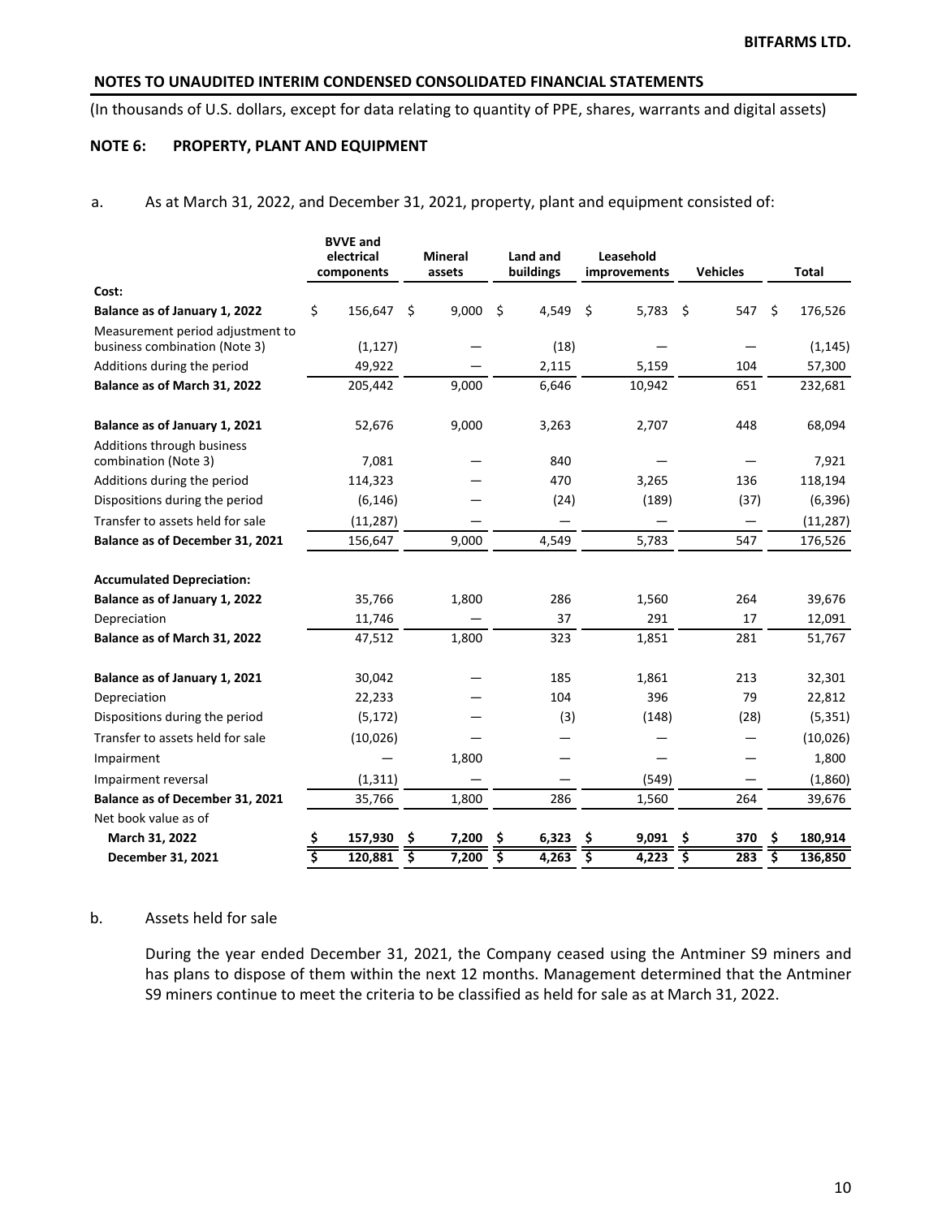## NOTES TO UNAUDITED INTERIM CONDENSED CONSOLIDATED FINANCIAL STATEMENTS

(In thousands of U.S. dollars, except for data relating to quantity of PPE, shares, warrants and digital assets)

### NOTE 6: PROPERTY, PLANT AND EQUIPMENT

a. As at March 31, 2022, and December 31, 2021, property, plant and equipment consisted of:

| | BVVE and electrical components | Mineral assets | Land and buildings | Leasehold improvements | Vehicles | Total |
|---|---|---|---|---|---|---|
| **Cost:** | | | | | | |
| **Balance as of January 1, 2022** | $ 156,647 | $ 9,000 | $ 4,549 | $ 5,783 | $ 547 | $ 176,526 |
| Measurement period adjustment to business combination (Note 3) | (1,127) | — | (18) | — | — | (1,145) |
| Additions during the period | 49,922 | — | 2,115 | 5,159 | 104 | 57,300 |
| **Balance as of March 31, 2022** | 205,442 | 9,000 | 6,646 | 10,942 | 651 | 232,681 |
| | | | | | | |
| **Balance as of January 1, 2021** | 52,676 | 9,000 | 3,263 | 2,707 | 448 | 68,094 |
| Additions through business combination (Note 3) | 7,081 | — | 840 | — | — | 7,921 |
| Additions during the period | 114,323 | — | 470 | 3,265 | 136 | 118,194 |
| Dispositions during the period | (6,146) | — | (24) | (189) | (37) | (6,396) |
| Transfer to assets held for sale | (11,287) | — | — | — | — | (11,287) |
| **Balance as of December 31, 2021** | 156,647 | 9,000 | 4,549 | 5,783 | 547 | 176,526 |
| | | | | | | |
| **Accumulated Depreciation:** | | | | | | |
| **Balance as of January 1, 2022** | 35,766 | 1,800 | 286 | 1,560 | 264 | 39,676 |
| Depreciation | 11,746 | — | 37 | 291 | 17 | 12,091 |
| **Balance as of March 31, 2022** | 47,512 | 1,800 | 323 | 1,851 | 281 | 51,767 |
| | | | | | | |
| **Balance as of January 1, 2021** | 30,042 | — | 185 | 1,861 | 213 | 32,301 |
| Depreciation | 22,233 | — | 104 | 396 | 79 | 22,812 |
| Dispositions during the period | (5,172) | — | (3) | (148) | (28) | (5,351) |
| Transfer to assets held for sale | (10,026) | — | — | — | — | (10,026) |
| Impairment | — | 1,800 | — | — | — | 1,800 |
| Impairment reversal | (1,311) | — | — | (549) | — | (1,860) |
| **Balance as of December 31, 2021** | 35,766 | 1,800 | 286 | 1,560 | 264 | 39,676 |
| Net book value as of | | | | | | |
| **March 31, 2022** | **$ 157,930** | **$ 7,200** | **$ 6,323** | **$ 9,091** | **$ 370** | **$ 180,914** |
| **December 31, 2021** | **$ 120,881** | **$ 7,200** | **$ 4,263** | **$ 4,223** | **$ 283** | **$ 136,850** |

b. Assets held for sale

During the year ended December 31, 2021, the Company ceased using the Antminer S9 miners and has plans to dispose of them within the next 12 months. Management determined that the Antminer S9 miners continue to meet the criteria to be classified as held for sale as at March 31, 2022.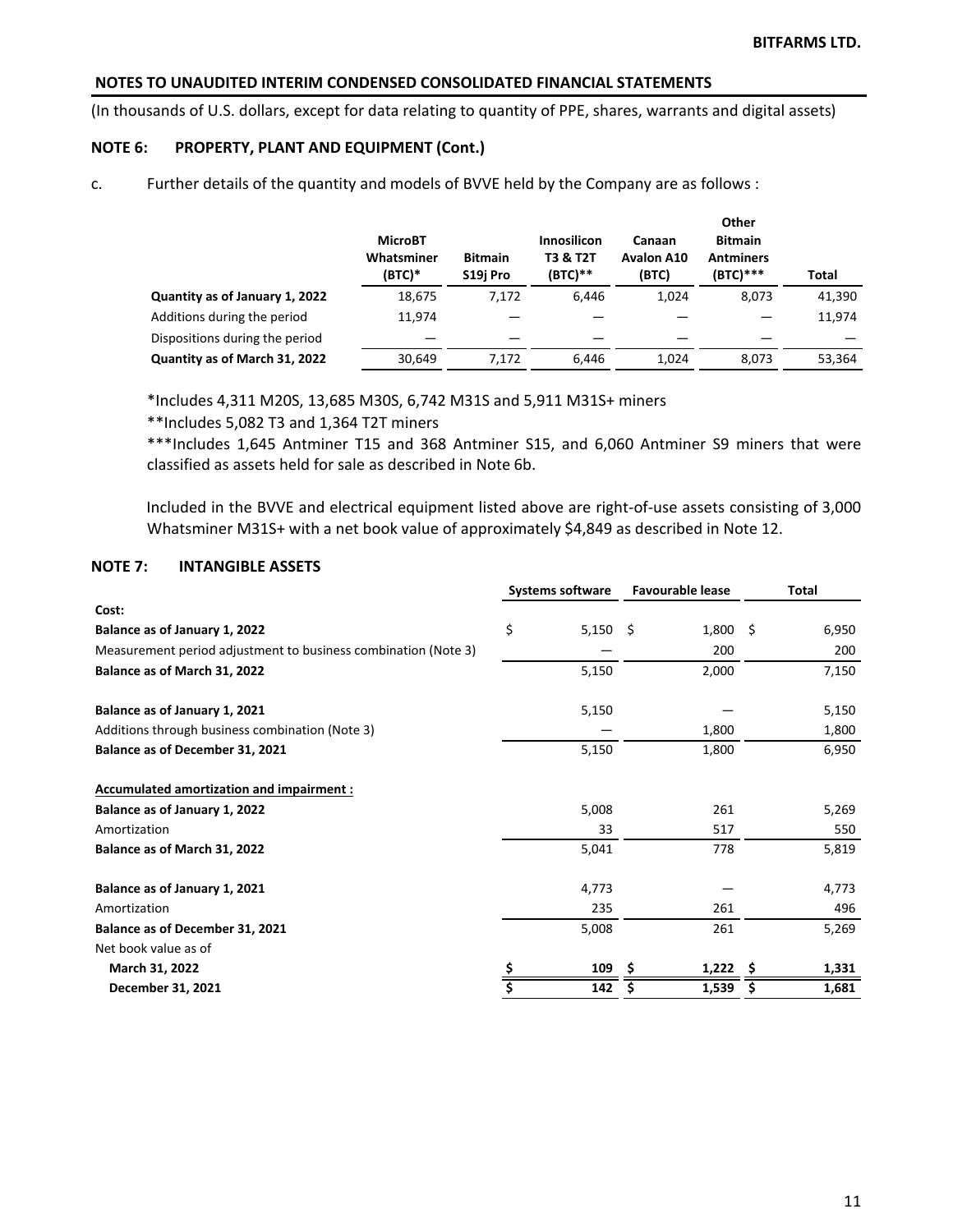**NOTES TO UNAUDITED INTERIM CONDENSED CONSOLIDATED FINANCIAL STATEMENTS**

(In thousands of U.S. dollars, except for data relating to quantity of PPE, shares, warrants and digital assets)

### NOTE 6: PROPERTY, PLANT AND EQUIPMENT (Cont.)

c. Further details of the quantity and models of BVVE held by the Company are as follows :

| | MicroBT Whatsminer (BTC)* | Bitmain S19j Pro | Innosilicon T3 & T2T (BTC)** | Canaan Avalon A10 (BTC) | Other Bitmain Antminers (BTC)*** | Total |
|---|---|---|---|---|---|---|
| **Quantity as of January 1, 2022** | 18,675 | 7,172 | 6,446 | 1,024 | 8,073 | 41,390 |
| Additions during the period | 11,974 | — | — | — | — | 11,974 |
| Dispositions during the period | — | — | — | — | — | — |
| **Quantity as of March 31, 2022** | 30,649 | 7,172 | 6,446 | 1,024 | 8,073 | 53,364 |

*Includes 4,311 M20S, 13,685 M30S, 6,742 M31S and 5,911 M31S+ miners

**Includes 5,082 T3 and 1,364 T2T miners

***Includes 1,645 Antminer T15 and 368 Antminer S15, and 6,060 Antminer S9 miners that were classified as assets held for sale as described in Note 6b.

Included in the BVVE and electrical equipment listed above are right-of-use assets consisting of 3,000 Whatsminer M31S+ with a net book value of approximately $4,849 as described in Note 12.

### NOTE 7: INTANGIBLE ASSETS

| | Systems software | Favourable lease | Total |
|---|---|---|---|
| **Cost:** | | | |
| **Balance as of January 1, 2022** | $ 5,150 | $ 1,800 | $ 6,950 |
| Measurement period adjustment to business combination (Note 3) | — | 200 | 200 |
| **Balance as of March 31, 2022** | 5,150 | 2,000 | 7,150 |
| | | | |
| **Balance as of January 1, 2021** | 5,150 | — | 5,150 |
| Additions through business combination (Note 3) | — | 1,800 | 1,800 |
| **Balance as of December 31, 2021** | 5,150 | 1,800 | 6,950 |
| | | | |
| **Accumulated amortization and impairment :** | | | |
| **Balance as of January 1, 2022** | 5,008 | 261 | 5,269 |
| Amortization | 33 | 517 | 550 |
| **Balance as of March 31, 2022** | 5,041 | 778 | 5,819 |
| | | | |
| **Balance as of January 1, 2021** | 4,773 | — | 4,773 |
| Amortization | 235 | 261 | 496 |
| **Balance as of December 31, 2021** | 5,008 | 261 | 5,269 |
| Net book value as of | | | |
| **March 31, 2022** | **$ 109** | **$ 1,222** | **$ 1,331** |
| **December 31, 2021** | **$ 142** | **$ 1,539** | **$ 1,681** |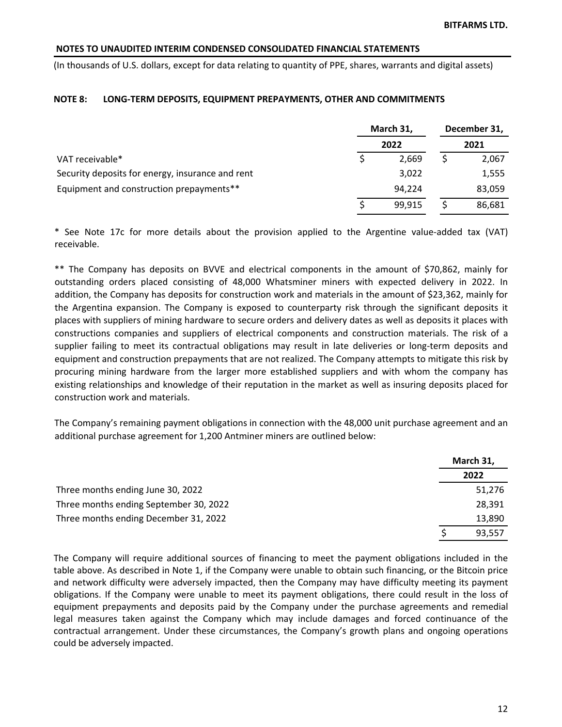**NOTES TO UNAUDITED INTERIM CONDENSED CONSOLIDATED FINANCIAL STATEMENTS**

(In thousands of U.S. dollars, except for data relating to quantity of PPE, shares, warrants and digital assets)

## NOTE 8: LONG-TERM DEPOSITS, EQUIPMENT PREPAYMENTS, OTHER AND COMMITMENTS

| | March 31, 2022 | December 31, 2021 |
|---|---|---|
| VAT receivable* | $ 2,669 | $ 2,067 |
| Security deposits for energy, insurance and rent | 3,022 | 1,555 |
| Equipment and construction prepayments** | 94,224 | 83,059 |
| | $ 99,915 | $ 86,681 |

* See Note 17c for more details about the provision applied to the Argentine value-added tax (VAT) receivable.

** The Company has deposits on BVVE and electrical components in the amount of $70,862, mainly for outstanding orders placed consisting of 48,000 Whatsminer miners with expected delivery in 2022. In addition, the Company has deposits for construction work and materials in the amount of $23,362, mainly for the Argentina expansion. The Company is exposed to counterparty risk through the significant deposits it places with suppliers of mining hardware to secure orders and delivery dates as well as deposits it places with constructions companies and suppliers of electrical components and construction materials. The risk of a supplier failing to meet its contractual obligations may result in late deliveries or long-term deposits and equipment and construction prepayments that are not realized. The Company attempts to mitigate this risk by procuring mining hardware from the larger more established suppliers and with whom the company has existing relationships and knowledge of their reputation in the market as well as insuring deposits placed for construction work and materials.

The Company's remaining payment obligations in connection with the 48,000 unit purchase agreement and an additional purchase agreement for 1,200 Antminer miners are outlined below:

| | March 31, 2022 |
|---|---|
| Three months ending June 30, 2022 | 51,276 |
| Three months ending September 30, 2022 | 28,391 |
| Three months ending December 31, 2022 | 13,890 |
| | $ 93,557 |

The Company will require additional sources of financing to meet the payment obligations included in the table above. As described in Note 1, if the Company were unable to obtain such financing, or the Bitcoin price and network difficulty were adversely impacted, then the Company may have difficulty meeting its payment obligations. If the Company were unable to meet its payment obligations, there could result in the loss of equipment prepayments and deposits paid by the Company under the purchase agreements and remedial legal measures taken against the Company which may include damages and forced continuance of the contractual arrangement. Under these circumstances, the Company's growth plans and ongoing operations could be adversely impacted.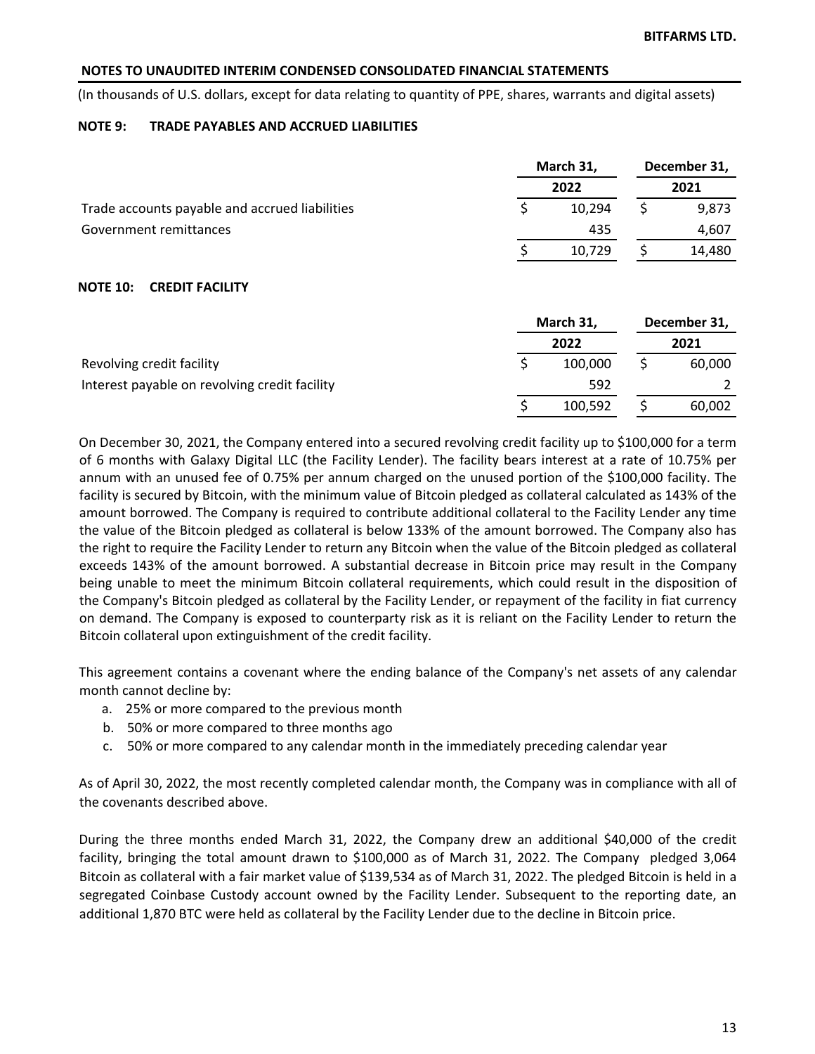## NOTES TO UNAUDITED INTERIM CONDENSED CONSOLIDATED FINANCIAL STATEMENTS

(In thousands of U.S. dollars, except for data relating to quantity of PPE, shares, warrants and digital assets)

### NOTE 9: TRADE PAYABLES AND ACCRUED LIABILITIES

| | March 31, 2022 | December 31, 2021 |
|---|---|---|
| Trade accounts payable and accrued liabilities | $ 10,294 | $ 9,873 |
| Government remittances | 435 | 4,607 |
| | $ 10,729 | $ 14,480 |

### NOTE 10: CREDIT FACILITY

| | March 31, 2022 | December 31, 2021 |
|---|---|---|
| Revolving credit facility | $ 100,000 | $ 60,000 |
| Interest payable on revolving credit facility | 592 | 2 |
| | $ 100,592 | $ 60,002 |

On December 30, 2021, the Company entered into a secured revolving credit facility up to $100,000 for a term of 6 months with Galaxy Digital LLC (the Facility Lender). The facility bears interest at a rate of 10.75% per annum with an unused fee of 0.75% per annum charged on the unused portion of the $100,000 facility. The facility is secured by Bitcoin, with the minimum value of Bitcoin pledged as collateral calculated as 143% of the amount borrowed. The Company is required to contribute additional collateral to the Facility Lender any time the value of the Bitcoin pledged as collateral is below 133% of the amount borrowed. The Company also has the right to require the Facility Lender to return any Bitcoin when the value of the Bitcoin pledged as collateral exceeds 143% of the amount borrowed. A substantial decrease in Bitcoin price may result in the Company being unable to meet the minimum Bitcoin collateral requirements, which could result in the disposition of the Company's Bitcoin pledged as collateral by the Facility Lender, or repayment of the facility in fiat currency on demand. The Company is exposed to counterparty risk as it is reliant on the Facility Lender to return the Bitcoin collateral upon extinguishment of the credit facility.

This agreement contains a covenant where the ending balance of the Company's net assets of any calendar month cannot decline by:

a. 25% or more compared to the previous month
b. 50% or more compared to three months ago
c. 50% or more compared to any calendar month in the immediately preceding calendar year

As of April 30, 2022, the most recently completed calendar month, the Company was in compliance with all of the covenants described above.

During the three months ended March 31, 2022, the Company drew an additional $40,000 of the credit facility, bringing the total amount drawn to $100,000 as of March 31, 2022. The Company pledged 3,064 Bitcoin as collateral with a fair market value of $139,534 as of March 31, 2022. The pledged Bitcoin is held in a segregated Coinbase Custody account owned by the Facility Lender. Subsequent to the reporting date, an additional 1,870 BTC were held as collateral by the Facility Lender due to the decline in Bitcoin price.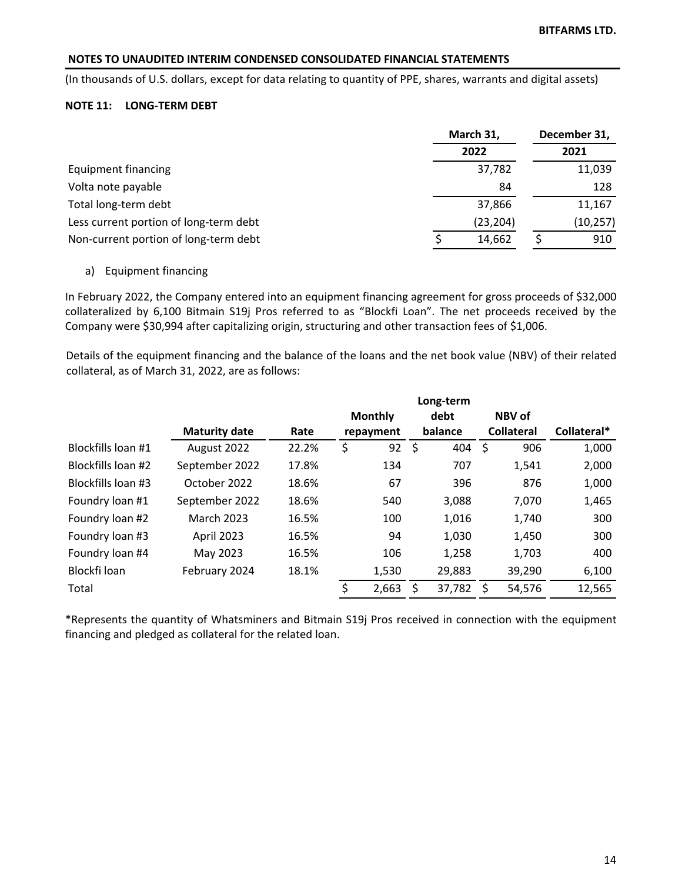**BITFARMS LTD.**

**NOTES TO UNAUDITED INTERIM CONDENSED CONSOLIDATED FINANCIAL STATEMENTS**

(In thousands of U.S. dollars, except for data relating to quantity of PPE, shares, warrants and digital assets)

**NOTE 11: LONG-TERM DEBT**

| | March 31, 2022 | December 31, 2021 |
|---|---|---|
| Equipment financing | 37,782 | 11,039 |
| Volta note payable | 84 | 128 |
| Total long-term debt | 37,866 | 11,167 |
| Less current portion of long-term debt | (23,204) | (10,257) |
| Non-current portion of long-term debt | $ 14,662 | $ 910 |

a) Equipment financing

In February 2022, the Company entered into an equipment financing agreement for gross proceeds of $32,000 collateralized by 6,100 Bitmain S19j Pros referred to as "Blockfi Loan". The net proceeds received by the Company were $30,994 after capitalizing origin, structuring and other transaction fees of $1,006.

Details of the equipment financing and the balance of the loans and the net book value (NBV) of their related collateral, as of March 31, 2022, are as follows:

| | Maturity date | Rate | Monthly repayment | Long-term debt balance | NBV of Collateral | Collateral* |
|---|---|---|---|---|---|---|
| Blockfills loan #1 | August 2022 | 22.2% | $ 92 | $ 404 | $ 906 | 1,000 |
| Blockfills loan #2 | September 2022 | 17.8% | 134 | 707 | 1,541 | 2,000 |
| Blockfills loan #3 | October 2022 | 18.6% | 67 | 396 | 876 | 1,000 |
| Foundry loan #1 | September 2022 | 18.6% | 540 | 3,088 | 7,070 | 1,465 |
| Foundry loan #2 | March 2023 | 16.5% | 100 | 1,016 | 1,740 | 300 |
| Foundry loan #3 | April 2023 | 16.5% | 94 | 1,030 | 1,450 | 300 |
| Foundry loan #4 | May 2023 | 16.5% | 106 | 1,258 | 1,703 | 400 |
| Blockfi loan | February 2024 | 18.1% | 1,530 | 29,883 | 39,290 | 6,100 |
| Total | | | $ 2,663 | $ 37,782 | $ 54,576 | 12,565 |

*Represents the quantity of Whatsminers and Bitmain S19j Pros received in connection with the equipment financing and pledged as collateral for the related loan.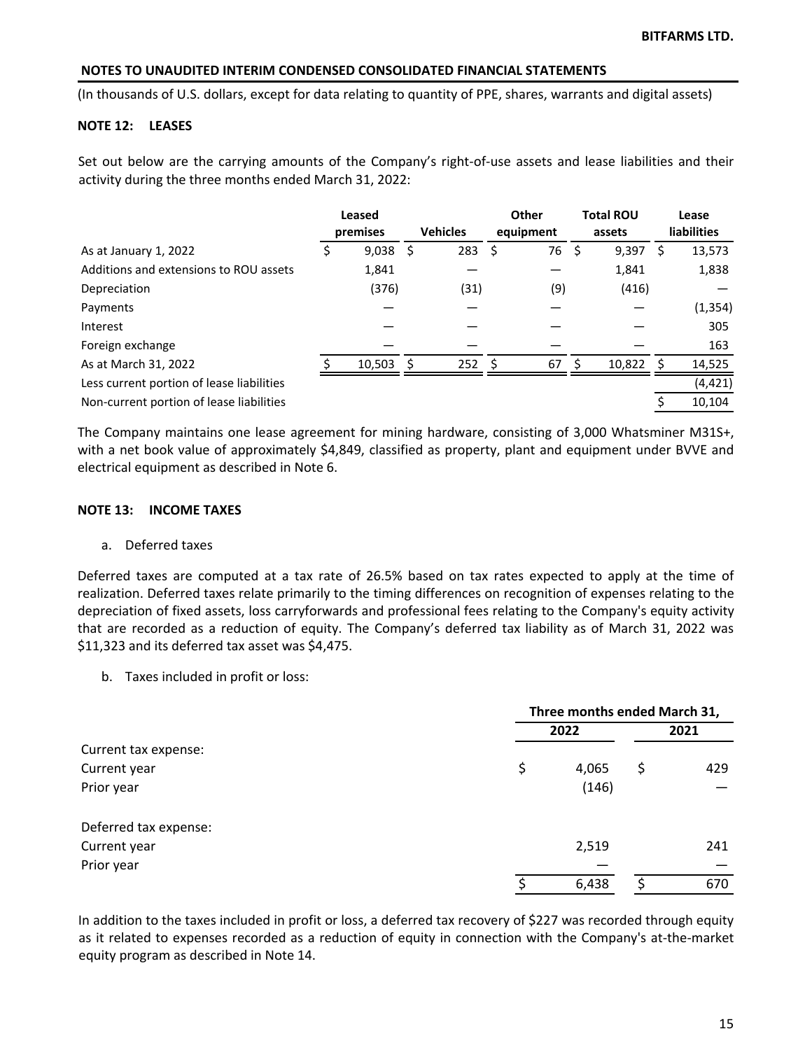## NOTES TO UNAUDITED INTERIM CONDENSED CONSOLIDATED FINANCIAL STATEMENTS

(In thousands of U.S. dollars, except for data relating to quantity of PPE, shares, warrants and digital assets)

### NOTE 12: LEASES

Set out below are the carrying amounts of the Company's right-of-use assets and lease liabilities and their activity during the three months ended March 31, 2022:

| | Leased premises | Vehicles | Other equipment | Total ROU assets | Lease liabilities |
|---|---|---|---|---|---|
| As at January 1, 2022 | $ 9,038 | $ 283 | $ 76 | $ 9,397 | $ 13,573 |
| Additions and extensions to ROU assets | 1,841 | — | — | 1,841 | 1,838 |
| Depreciation | (376) | (31) | (9) | (416) | — |
| Payments | — | — | — | — | (1,354) |
| Interest | — | — | — | — | 305 |
| Foreign exchange | — | — | — | — | 163 |
| As at March 31, 2022 | $ 10,503 | $ 252 | $ 67 | $ 10,822 | $ 14,525 |
| Less current portion of lease liabilities | | | | | (4,421) |
| Non-current portion of lease liabilities | | | | | $ 10,104 |

The Company maintains one lease agreement for mining hardware, consisting of 3,000 Whatsminer M31S+, with a net book value of approximately $4,849, classified as property, plant and equipment under BVVE and electrical equipment as described in Note 6.

### NOTE 13: INCOME TAXES

a. Deferred taxes

Deferred taxes are computed at a tax rate of 26.5% based on tax rates expected to apply at the time of realization. Deferred taxes relate primarily to the timing differences on recognition of expenses relating to the depreciation of fixed assets, loss carryforwards and professional fees relating to the Company's equity activity that are recorded as a reduction of equity. The Company's deferred tax liability as of March 31, 2022 was $11,323 and its deferred tax asset was $4,475.

b. Taxes included in profit or loss:

| | Three months ended March 31, | |
|---|---|---|
| | 2022 | 2021 |
| Current tax expense: | | |
| Current year | $ 4,065 | $ 429 |
| Prior year | (146) | — |
| Deferred tax expense: | | |
| Current year | 2,519 | 241 |
| Prior year | — | — |
| | $ 6,438 | $ 670 |

In addition to the taxes included in profit or loss, a deferred tax recovery of $227 was recorded through equity as it related to expenses recorded as a reduction of equity in connection with the Company's at-the-market equity program as described in Note 14.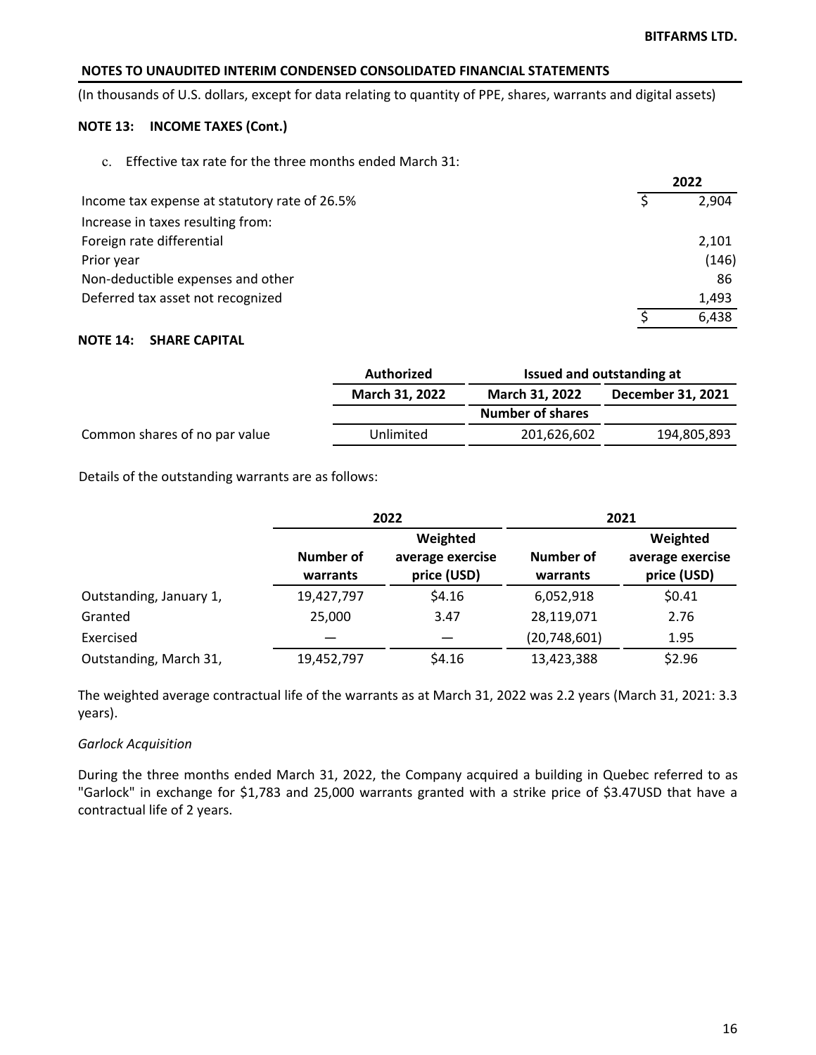**BITFARMS LTD.**

## NOTES TO UNAUDITED INTERIM CONDENSED CONSOLIDATED FINANCIAL STATEMENTS

(In thousands of U.S. dollars, except for data relating to quantity of PPE, shares, warrants and digital assets)

### NOTE 13: INCOME TAXES (Cont.)

c. Effective tax rate for the three months ended March 31:

| | 2022 |
|---|---|
| Income tax expense at statutory rate of 26.5% | $ 2,904 |
| Increase in taxes resulting from: | |
| Foreign rate differential | 2,101 |
| Prior year | (146) |
| Non-deductible expenses and other | 86 |
| Deferred tax asset not recognized | 1,493 |
| | $ 6,438 |

### NOTE 14: SHARE CAPITAL

| | Authorized | Issued and outstanding at | |
|---|---|---|---|
| | March 31, 2022 | March 31, 2022 | December 31, 2021 |
| | | Number of shares | |
| Common shares of no par value | Unlimited | 201,626,602 | 194,805,893 |

Details of the outstanding warrants are as follows:

| | 2022 | | 2021 | |
|---|---|---|---|---|
| | Number of warrants | Weighted average exercise price (USD) | Number of warrants | Weighted average exercise price (USD) |
| Outstanding, January 1, | 19,427,797 | $4.16 | 6,052,918 | $0.41 |
| Granted | 25,000 | 3.47 | 28,119,071 | 2.76 |
| Exercised | — | — | (20,748,601) | 1.95 |
| Outstanding, March 31, | 19,452,797 | $4.16 | 13,423,388 | $2.96 |

The weighted average contractual life of the warrants as at March 31, 2022 was 2.2 years (March 31, 2021: 3.3 years).

*Garlock Acquisition*

During the three months ended March 31, 2022, the Company acquired a building in Quebec referred to as "Garlock" in exchange for $1,783 and 25,000 warrants granted with a strike price of $3.47USD that have a contractual life of 2 years.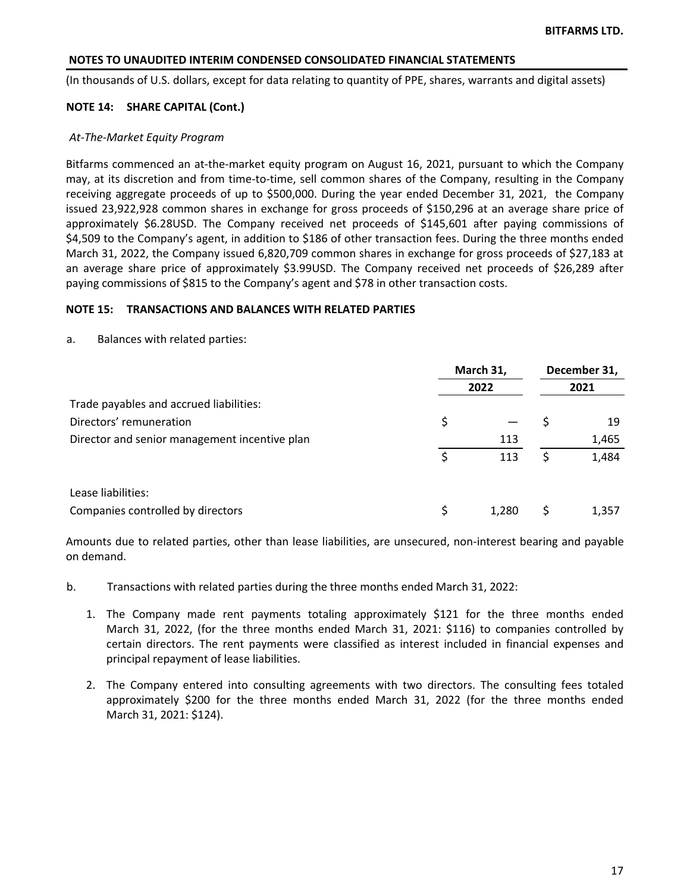**NOTES TO UNAUDITED INTERIM CONDENSED CONSOLIDATED FINANCIAL STATEMENTS**

(In thousands of U.S. dollars, except for data relating to quantity of PPE, shares, warrants and digital assets)

**NOTE 14: SHARE CAPITAL (Cont.)**

*At-The-Market Equity Program*

Bitfarms commenced an at-the-market equity program on August 16, 2021, pursuant to which the Company may, at its discretion and from time-to-time, sell common shares of the Company, resulting in the Company receiving aggregate proceeds of up to $500,000. During the year ended December 31, 2021, the Company issued 23,922,928 common shares in exchange for gross proceeds of $150,296 at an average share price of approximately $6.28USD. The Company received net proceeds of $145,601 after paying commissions of $4,509 to the Company's agent, in addition to $186 of other transaction fees. During the three months ended March 31, 2022, the Company issued 6,820,709 common shares in exchange for gross proceeds of $27,183 at an average share price of approximately $3.99USD. The Company received net proceeds of $26,289 after paying commissions of $815 to the Company's agent and $78 in other transaction costs.

**NOTE 15: TRANSACTIONS AND BALANCES WITH RELATED PARTIES**

a. Balances with related parties:

| | March 31, 2022 | December 31, 2021 |
|---|---|---|
| Trade payables and accrued liabilities: | | |
| Directors' remuneration | $ — | $ 19 |
| Director and senior management incentive plan | 113 | 1,465 |
| | $ 113 | $ 1,484 |
| | | |
| Lease liabilities: | | |
| Companies controlled by directors | $ 1,280 | $ 1,357 |

Amounts due to related parties, other than lease liabilities, are unsecured, non-interest bearing and payable on demand.

b. Transactions with related parties during the three months ended March 31, 2022:

1. The Company made rent payments totaling approximately $121 for the three months ended March 31, 2022, (for the three months ended March 31, 2021: $116) to companies controlled by certain directors. The rent payments were classified as interest included in financial expenses and principal repayment of lease liabilities.

2. The Company entered into consulting agreements with two directors. The consulting fees totaled approximately $200 for the three months ended March 31, 2022 (for the three months ended March 31, 2021: $124).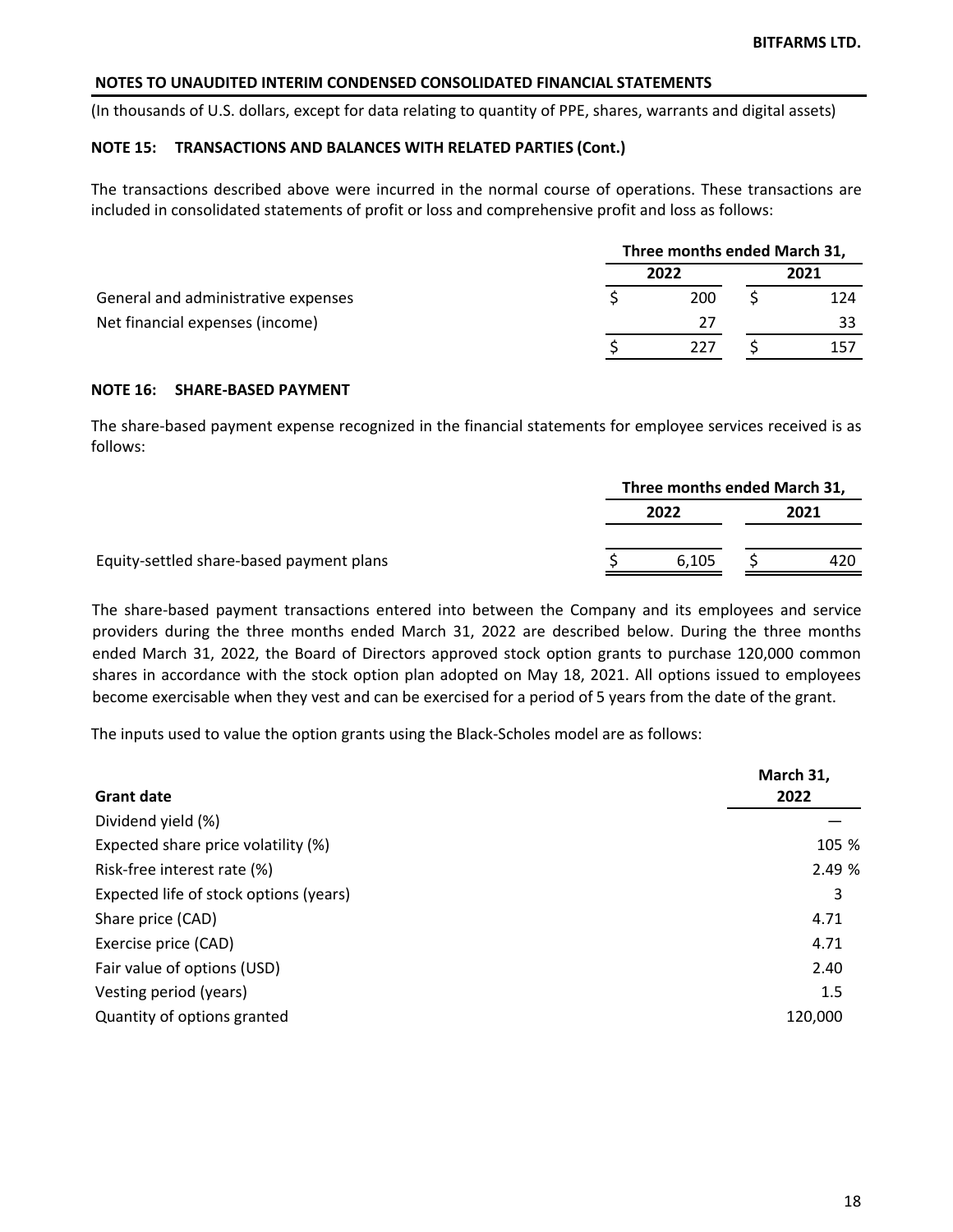## NOTES TO UNAUDITED INTERIM CONDENSED CONSOLIDATED FINANCIAL STATEMENTS

(In thousands of U.S. dollars, except for data relating to quantity of PPE, shares, warrants and digital assets)

### NOTE 15: TRANSACTIONS AND BALANCES WITH RELATED PARTIES (Cont.)

The transactions described above were incurred in the normal course of operations. These transactions are included in consolidated statements of profit or loss and comprehensive profit and loss as follows:

| | Three months ended March 31, | |
|---|---|---|
| | 2022 | 2021 |
| General and administrative expenses | $ 200 | $ 124 |
| Net financial expenses (income) | 27 | 33 |
| | $ 227 | $ 157 |

### NOTE 16: SHARE-BASED PAYMENT

The share-based payment expense recognized in the financial statements for employee services received is as follows:

| | Three months ended March 31, | |
|---|---|---|
| | 2022 | 2021 |
| Equity-settled share-based payment plans | $ 6,105 | $ 420 |

The share-based payment transactions entered into between the Company and its employees and service providers during the three months ended March 31, 2022 are described below. During the three months ended March 31, 2022, the Board of Directors approved stock option grants to purchase 120,000 common shares in accordance with the stock option plan adopted on May 18, 2021. All options issued to employees become exercisable when they vest and can be exercised for a period of 5 years from the date of the grant.

The inputs used to value the option grants using the Black-Scholes model are as follows:

| Grant date | March 31, 2022 |
|---|---|
| Dividend yield (%) | — |
| Expected share price volatility (%) | 105 % |
| Risk-free interest rate (%) | 2.49 % |
| Expected life of stock options (years) | 3 |
| Share price (CAD) | 4.71 |
| Exercise price (CAD) | 4.71 |
| Fair value of options (USD) | 2.40 |
| Vesting period (years) | 1.5 |
| Quantity of options granted | 120,000 |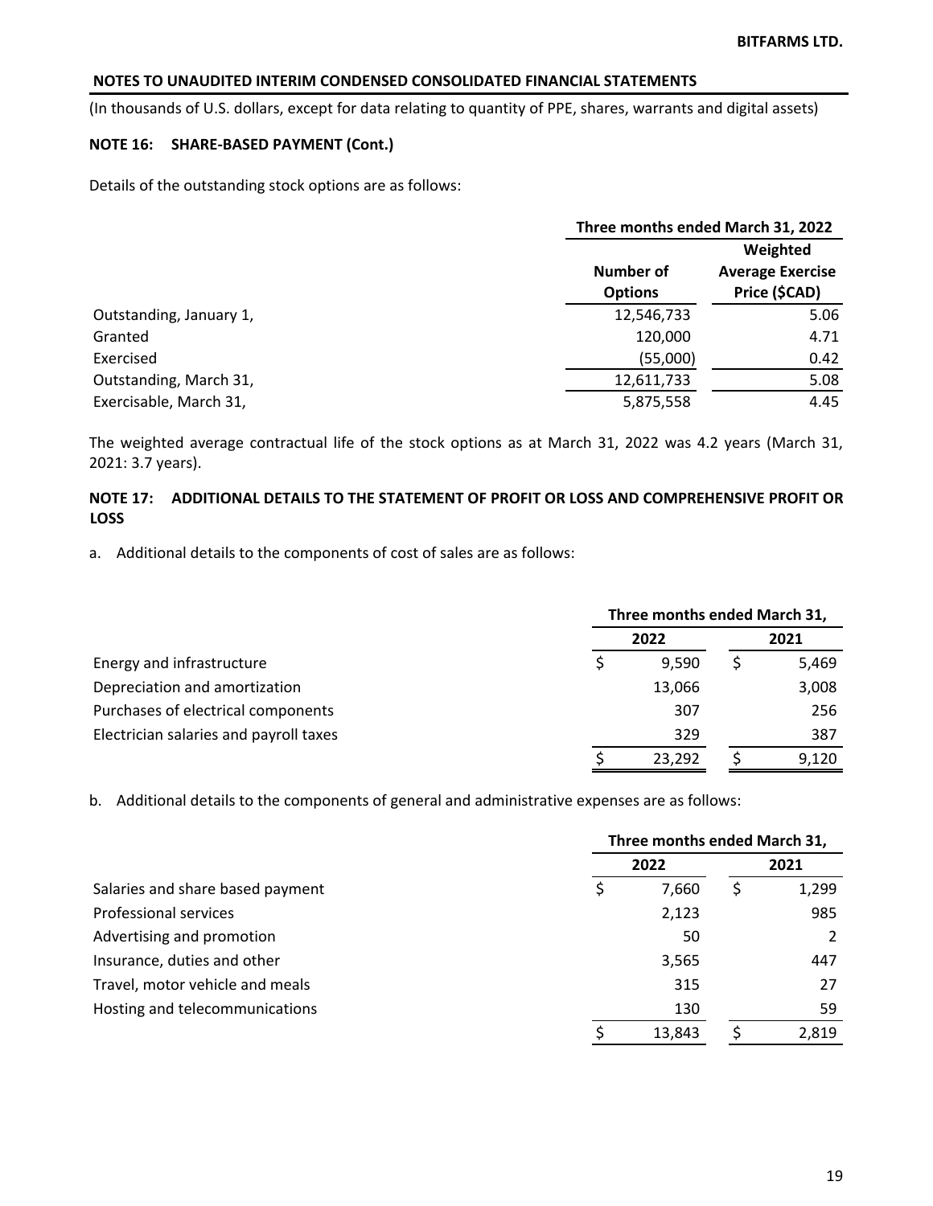## NOTES TO UNAUDITED INTERIM CONDENSED CONSOLIDATED FINANCIAL STATEMENTS

(In thousands of U.S. dollars, except for data relating to quantity of PPE, shares, warrants and digital assets)

**NOTE 16: SHARE-BASED PAYMENT (Cont.)**

Details of the outstanding stock options are as follows:

| | Three months ended March 31, 2022 | |
|---|---|---|
| | Number of Options | Weighted Average Exercise Price ($CAD) |
| Outstanding, January 1, | 12,546,733 | 5.06 |
| Granted | 120,000 | 4.71 |
| Exercised | (55,000) | 0.42 |
| Outstanding, March 31, | 12,611,733 | 5.08 |
| Exercisable, March 31, | 5,875,558 | 4.45 |

The weighted average contractual life of the stock options as at March 31, 2022 was 4.2 years (March 31, 2021: 3.7 years).

**NOTE 17: ADDITIONAL DETAILS TO THE STATEMENT OF PROFIT OR LOSS AND COMPREHENSIVE PROFIT OR LOSS**

a. Additional details to the components of cost of sales are as follows:

| | Three months ended March 31, | |
|---|---|---|
| | 2022 | 2021 |
| Energy and infrastructure | $ 9,590 | $ 5,469 |
| Depreciation and amortization | 13,066 | 3,008 |
| Purchases of electrical components | 307 | 256 |
| Electrician salaries and payroll taxes | 329 | 387 |
| | $ 23,292 | $ 9,120 |

b. Additional details to the components of general and administrative expenses are as follows:

| | Three months ended March 31, | |
|---|---|---|
| | 2022 | 2021 |
| Salaries and share based payment | $ 7,660 | $ 1,299 |
| Professional services | 2,123 | 985 |
| Advertising and promotion | 50 | 2 |
| Insurance, duties and other | 3,565 | 447 |
| Travel, motor vehicle and meals | 315 | 27 |
| Hosting and telecommunications | 130 | 59 |
| | $ 13,843 | $ 2,819 |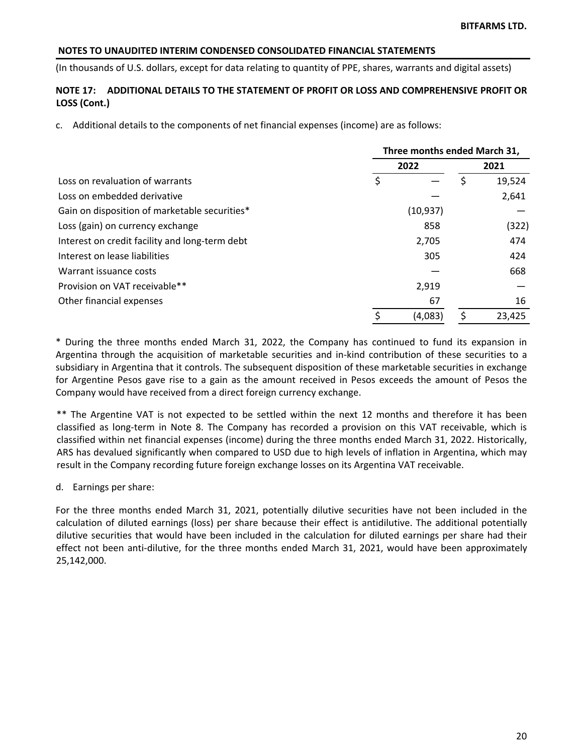**NOTES TO UNAUDITED INTERIM CONDENSED CONSOLIDATED FINANCIAL STATEMENTS**

(In thousands of U.S. dollars, except for data relating to quantity of PPE, shares, warrants and digital assets)

**NOTE 17: ADDITIONAL DETAILS TO THE STATEMENT OF PROFIT OR LOSS AND COMPREHENSIVE PROFIT OR LOSS (Cont.)**

c. Additional details to the components of net financial expenses (income) are as follows:

| | Three months ended March 31, | |
|---|---|---|
| | 2022 | 2021 |
| Loss on revaluation of warrants | $ — | $ 19,524 |
| Loss on embedded derivative | — | 2,641 |
| Gain on disposition of marketable securities* | (10,937) | — |
| Loss (gain) on currency exchange | 858 | (322) |
| Interest on credit facility and long-term debt | 2,705 | 474 |
| Interest on lease liabilities | 305 | 424 |
| Warrant issuance costs | — | 668 |
| Provision on VAT receivable** | 2,919 | — |
| Other financial expenses | 67 | 16 |
| | $ (4,083) | $ 23,425 |

* During the three months ended March 31, 2022, the Company has continued to fund its expansion in Argentina through the acquisition of marketable securities and in-kind contribution of these securities to a subsidiary in Argentina that it controls. The subsequent disposition of these marketable securities in exchange for Argentine Pesos gave rise to a gain as the amount received in Pesos exceeds the amount of Pesos the Company would have received from a direct foreign currency exchange.

** The Argentine VAT is not expected to be settled within the next 12 months and therefore it has been classified as long-term in Note 8. The Company has recorded a provision on this VAT receivable, which is classified within net financial expenses (income) during the three months ended March 31, 2022. Historically, ARS has devalued significantly when compared to USD due to high levels of inflation in Argentina, which may result in the Company recording future foreign exchange losses on its Argentina VAT receivable.

d. Earnings per share:

For the three months ended March 31, 2021, potentially dilutive securities have not been included in the calculation of diluted earnings (loss) per share because their effect is antidilutive. The additional potentially dilutive securities that would have been included in the calculation for diluted earnings per share had their effect not been anti-dilutive, for the three months ended March 31, 2021, would have been approximately 25,142,000.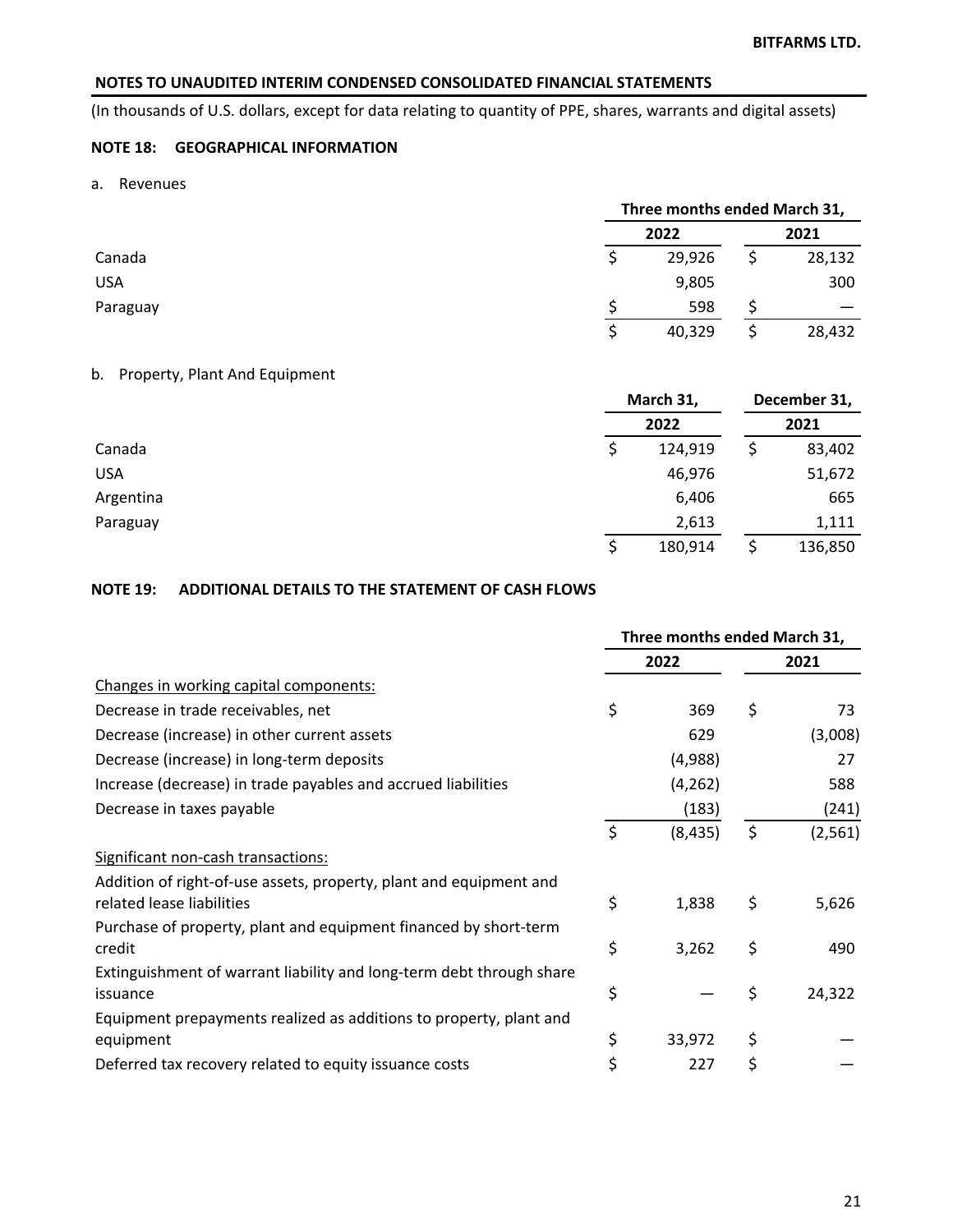**NOTES TO UNAUDITED INTERIM CONDENSED CONSOLIDATED FINANCIAL STATEMENTS**

(In thousands of U.S. dollars, except for data relating to quantity of PPE, shares, warrants and digital assets)

## NOTE 18: GEOGRAPHICAL INFORMATION

a. Revenues

| | Three months ended March 31, | |
|---|---|---|
| | 2022 | 2021 |
| Canada | $ 29,926 | $ 28,132 |
| USA | 9,805 | 300 |
| Paraguay | $ 598 | $ — |
| | $ 40,329 | $ 28,432 |

b. Property, Plant And Equipment

| | March 31, 2022 | December 31, 2021 |
|---|---|---|
| Canada | $ 124,919 | $ 83,402 |
| USA | 46,976 | 51,672 |
| Argentina | 6,406 | 665 |
| Paraguay | 2,613 | 1,111 |
| | $ 180,914 | $ 136,850 |

## NOTE 19: ADDITIONAL DETAILS TO THE STATEMENT OF CASH FLOWS

| | Three months ended March 31, | |
|---|---|---|
| | 2022 | 2021 |
| Changes in working capital components: | | |
| Decrease in trade receivables, net | $ 369 | $ 73 |
| Decrease (increase) in other current assets | 629 | (3,008) |
| Decrease (increase) in long-term deposits | (4,988) | 27 |
| Increase (decrease) in trade payables and accrued liabilities | (4,262) | 588 |
| Decrease in taxes payable | (183) | (241) |
| | $ (8,435) | $ (2,561) |
| Significant non-cash transactions: | | |
| Addition of right-of-use assets, property, plant and equipment and related lease liabilities | $ 1,838 | $ 5,626 |
| Purchase of property, plant and equipment financed by short-term credit | $ 3,262 | $ 490 |
| Extinguishment of warrant liability and long-term debt through share issuance | $ — | $ 24,322 |
| Equipment prepayments realized as additions to property, plant and equipment | $ 33,972 | $ — |
| Deferred tax recovery related to equity issuance costs | $ 227 | $ — |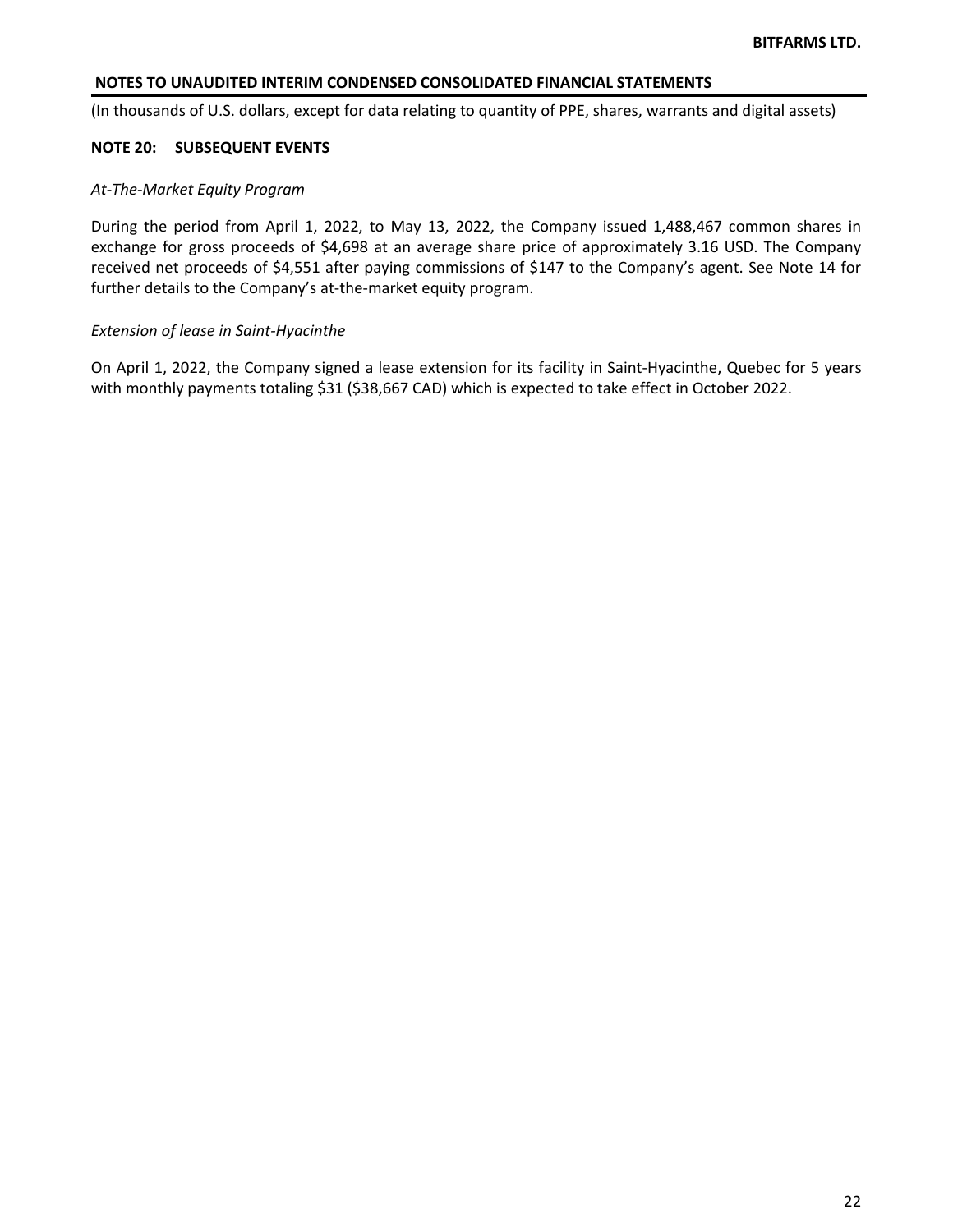## NOTES TO UNAUDITED INTERIM CONDENSED CONSOLIDATED FINANCIAL STATEMENTS

(In thousands of U.S. dollars, except for data relating to quantity of PPE, shares, warrants and digital assets)

### NOTE 20: SUBSEQUENT EVENTS

*At-The-Market Equity Program*

During the period from April 1, 2022, to May 13, 2022, the Company issued 1,488,467 common shares in exchange for gross proceeds of $4,698 at an average share price of approximately 3.16 USD. The Company received net proceeds of $4,551 after paying commissions of $147 to the Company's agent. See Note 14 for further details to the Company's at-the-market equity program.

*Extension of lease in Saint-Hyacinthe*

On April 1, 2022, the Company signed a lease extension for its facility in Saint-Hyacinthe, Quebec for 5 years with monthly payments totaling $31 ($38,667 CAD) which is expected to take effect in October 2022.